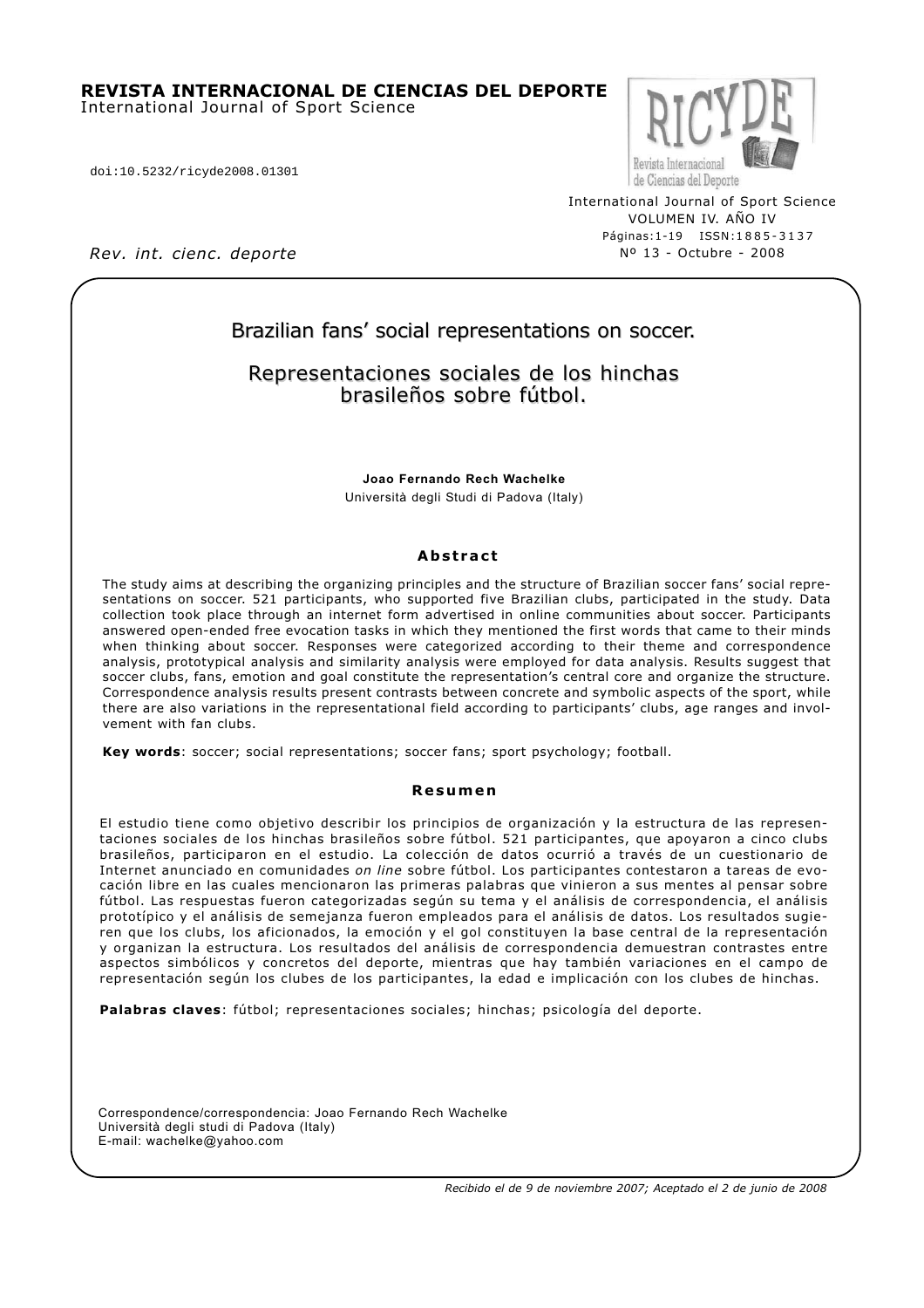**REVISTA INTERNACIONAL DE CIENCIAS DEL DEPORTE**
International Journal of Sport Science

doi:10.5232/ricyde2008.01301

*Rev. int. cienc. deporte*

International Journal of Sport Science
VOLUMEN IV. AÑO IV
Páginas:1-19 ISSN:1885-3137
Nº 13 - Octubre - 2008

# Brazilian fans' social representations on soccer.

# Representaciones sociales de los hinchas brasileños sobre fútbol.

**Joao Fernando Rech Wachelke**
Università degli Studi di Padova (Italy)

## Abstract

The study aims at describing the organizing principles and the structure of Brazilian soccer fans' social representations on soccer. 521 participants, who supported five Brazilian clubs, participated in the study. Data collection took place through an internet form advertised in online communities about soccer. Participants answered open-ended free evocation tasks in which they mentioned the first words that came to their minds when thinking about soccer. Responses were categorized according to their theme and correspondence analysis, prototypical analysis and similarity analysis were employed for data analysis. Results suggest that soccer clubs, fans, emotion and goal constitute the representation's central core and organize the structure. Correspondence analysis results present contrasts between concrete and symbolic aspects of the sport, while there are also variations in the representational field according to participants' clubs, age ranges and involvement with fan clubs.

**Key words**: soccer; social representations; soccer fans; sport psychology; football.

## Resumen

El estudio tiene como objetivo describir los principios de organización y la estructura de las representaciones sociales de los hinchas brasileños sobre fútbol. 521 participantes, que apoyaron a cinco clubs brasileños, participaron en el estudio. La colección de datos ocurrió a través de un cuestionario de Internet anunciado en comunidades *on line* sobre fútbol. Los participantes contestaron a tareas de evocación libre en las cuales mencionaron las primeras palabras que vinieron a sus mentes al pensar sobre fútbol. Las respuestas fueron categorizadas según su tema y el análisis de correspondencia, el análisis prototípico y el análisis de semejanza fueron empleados para el análisis de datos. Los resultados sugieren que los clubs, los aficionados, la emoción y el gol constituyen la base central de la representación y organizan la estructura. Los resultados del análisis de correspondencia demuestran contrastes entre aspectos simbólicos y concretos del deporte, mientras que hay también variaciones en el campo de representación según los clubes de los participantes, la edad e implicación con los clubes de hinchas.

**Palabras claves**: fútbol; representaciones sociales; hinchas; psicología del deporte.

Correspondence/correspondencia: Joao Fernando Rech Wachelke
Università degli studi di Padova (Italy)
E-mail: wachelke@yahoo.com

*Recibido el de 9 de noviembre 2007; Aceptado el 2 de junio de 2008*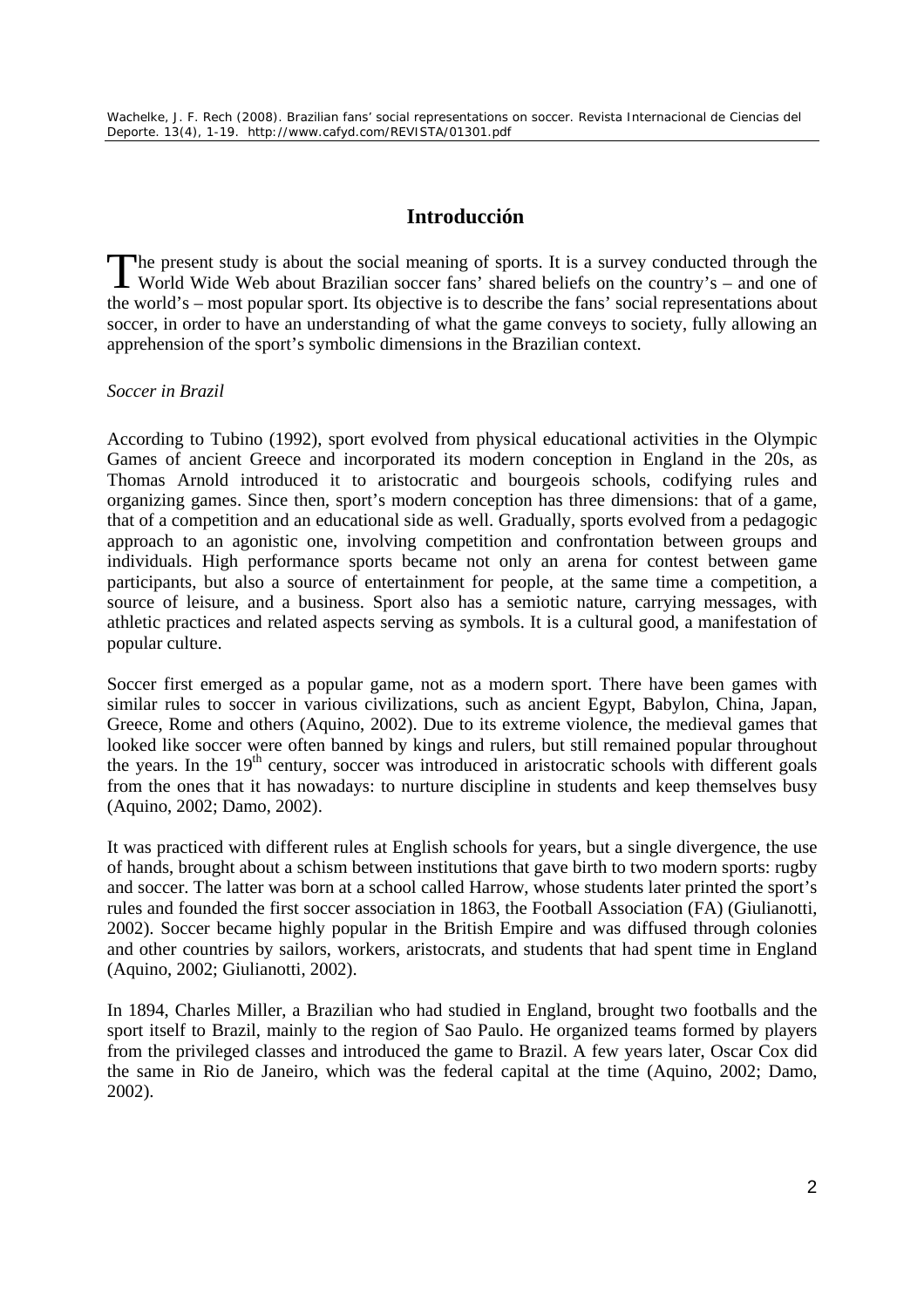## Introducción

The present study is about the social meaning of sports. It is a survey conducted through the World Wide Web about Brazilian soccer fans' shared beliefs on the country's – and one of the world's – most popular sport. Its objective is to describe the fans' social representations about soccer, in order to have an understanding of what the game conveys to society, fully allowing an apprehension of the sport's symbolic dimensions in the Brazilian context.

*Soccer in Brazil*

According to Tubino (1992), sport evolved from physical educational activities in the Olympic Games of ancient Greece and incorporated its modern conception in England in the 20s, as Thomas Arnold introduced it to aristocratic and bourgeois schools, codifying rules and organizing games. Since then, sport's modern conception has three dimensions: that of a game, that of a competition and an educational side as well. Gradually, sports evolved from a pedagogic approach to an agonistic one, involving competition and confrontation between groups and individuals. High performance sports became not only an arena for contest between game participants, but also a source of entertainment for people, at the same time a competition, a source of leisure, and a business. Sport also has a semiotic nature, carrying messages, with athletic practices and related aspects serving as symbols. It is a cultural good, a manifestation of popular culture.

Soccer first emerged as a popular game, not as a modern sport. There have been games with similar rules to soccer in various civilizations, such as ancient Egypt, Babylon, China, Japan, Greece, Rome and others (Aquino, 2002). Due to its extreme violence, the medieval games that looked like soccer were often banned by kings and rulers, but still remained popular throughout the years. In the 19th century, soccer was introduced in aristocratic schools with different goals from the ones that it has nowadays: to nurture discipline in students and keep themselves busy (Aquino, 2002; Damo, 2002).

It was practiced with different rules at English schools for years, but a single divergence, the use of hands, brought about a schism between institutions that gave birth to two modern sports: rugby and soccer. The latter was born at a school called Harrow, whose students later printed the sport's rules and founded the first soccer association in 1863, the Football Association (FA) (Giulianotti, 2002). Soccer became highly popular in the British Empire and was diffused through colonies and other countries by sailors, workers, aristocrats, and students that had spent time in England (Aquino, 2002; Giulianotti, 2002).

In 1894, Charles Miller, a Brazilian who had studied in England, brought two footballs and the sport itself to Brazil, mainly to the region of Sao Paulo. He organized teams formed by players from the privileged classes and introduced the game to Brazil. A few years later, Oscar Cox did the same in Rio de Janeiro, which was the federal capital at the time (Aquino, 2002; Damo, 2002).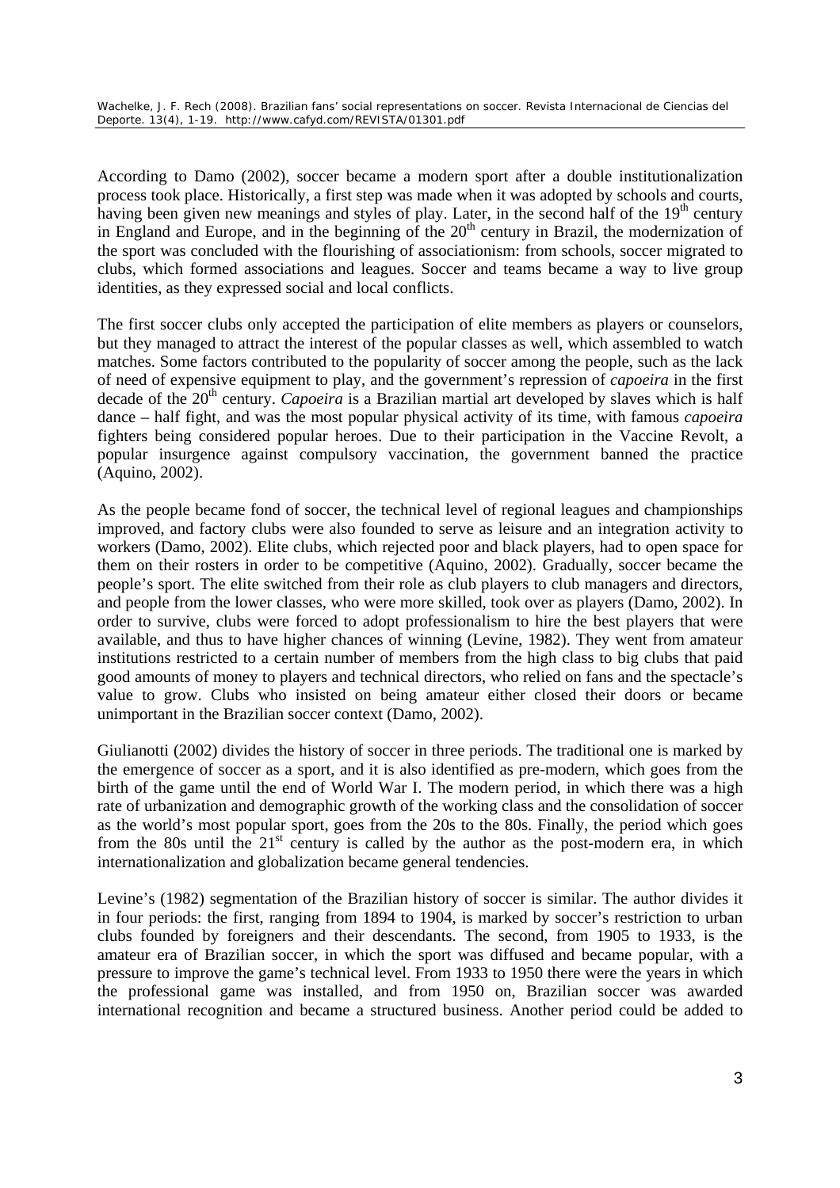According to Damo (2002), soccer became a modern sport after a double institutionalization process took place. Historically, a first step was made when it was adopted by schools and courts, having been given new meanings and styles of play. Later, in the second half of the 19th century in England and Europe, and in the beginning of the 20th century in Brazil, the modernization of the sport was concluded with the flourishing of associationism: from schools, soccer migrated to clubs, which formed associations and leagues. Soccer and teams became a way to live group identities, as they expressed social and local conflicts.

The first soccer clubs only accepted the participation of elite members as players or counselors, but they managed to attract the interest of the popular classes as well, which assembled to watch matches. Some factors contributed to the popularity of soccer among the people, such as the lack of need of expensive equipment to play, and the government's repression of *capoeira* in the first decade of the 20th century. *Capoeira* is a Brazilian martial art developed by slaves which is half dance – half fight, and was the most popular physical activity of its time, with famous *capoeira* fighters being considered popular heroes. Due to their participation in the Vaccine Revolt, a popular insurgence against compulsory vaccination, the government banned the practice (Aquino, 2002).

As the people became fond of soccer, the technical level of regional leagues and championships improved, and factory clubs were also founded to serve as leisure and an integration activity to workers (Damo, 2002). Elite clubs, which rejected poor and black players, had to open space for them on their rosters in order to be competitive (Aquino, 2002). Gradually, soccer became the people's sport. The elite switched from their role as club players to club managers and directors, and people from the lower classes, who were more skilled, took over as players (Damo, 2002). In order to survive, clubs were forced to adopt professionalism to hire the best players that were available, and thus to have higher chances of winning (Levine, 1982). They went from amateur institutions restricted to a certain number of members from the high class to big clubs that paid good amounts of money to players and technical directors, who relied on fans and the spectacle's value to grow. Clubs who insisted on being amateur either closed their doors or became unimportant in the Brazilian soccer context (Damo, 2002).

Giulianotti (2002) divides the history of soccer in three periods. The traditional one is marked by the emergence of soccer as a sport, and it is also identified as pre-modern, which goes from the birth of the game until the end of World War I. The modern period, in which there was a high rate of urbanization and demographic growth of the working class and the consolidation of soccer as the world's most popular sport, goes from the 20s to the 80s. Finally, the period which goes from the 80s until the 21st century is called by the author as the post-modern era, in which internationalization and globalization became general tendencies.

Levine's (1982) segmentation of the Brazilian history of soccer is similar. The author divides it in four periods: the first, ranging from 1894 to 1904, is marked by soccer's restriction to urban clubs founded by foreigners and their descendants. The second, from 1905 to 1933, is the amateur era of Brazilian soccer, in which the sport was diffused and became popular, with a pressure to improve the game's technical level. From 1933 to 1950 there were the years in which the professional game was installed, and from 1950 on, Brazilian soccer was awarded international recognition and became a structured business. Another period could be added to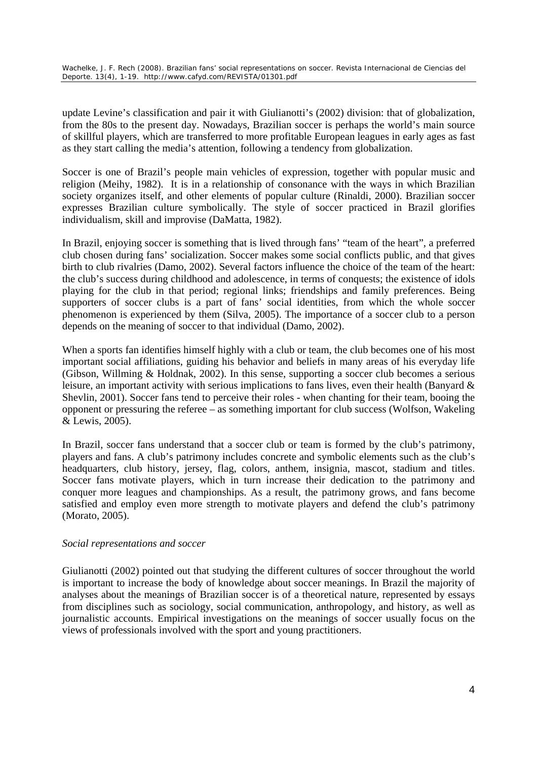update Levine's classification and pair it with Giulianotti's (2002) division: that of globalization, from the 80s to the present day. Nowadays, Brazilian soccer is perhaps the world's main source of skillful players, which are transferred to more profitable European leagues in early ages as fast as they start calling the media's attention, following a tendency from globalization.

Soccer is one of Brazil's people main vehicles of expression, together with popular music and religion (Meihy, 1982). It is in a relationship of consonance with the ways in which Brazilian society organizes itself, and other elements of popular culture (Rinaldi, 2000). Brazilian soccer expresses Brazilian culture symbolically. The style of soccer practiced in Brazil glorifies individualism, skill and improvise (DaMatta, 1982).

In Brazil, enjoying soccer is something that is lived through fans' "team of the heart", a preferred club chosen during fans' socialization. Soccer makes some social conflicts public, and that gives birth to club rivalries (Damo, 2002). Several factors influence the choice of the team of the heart: the club's success during childhood and adolescence, in terms of conquests; the existence of idols playing for the club in that period; regional links; friendships and family preferences. Being supporters of soccer clubs is a part of fans' social identities, from which the whole soccer phenomenon is experienced by them (Silva, 2005). The importance of a soccer club to a person depends on the meaning of soccer to that individual (Damo, 2002).

When a sports fan identifies himself highly with a club or team, the club becomes one of his most important social affiliations, guiding his behavior and beliefs in many areas of his everyday life (Gibson, Willming & Holdnak, 2002). In this sense, supporting a soccer club becomes a serious leisure, an important activity with serious implications to fans lives, even their health (Banyard & Shevlin, 2001). Soccer fans tend to perceive their roles - when chanting for their team, booing the opponent or pressuring the referee – as something important for club success (Wolfson, Wakeling & Lewis, 2005).

In Brazil, soccer fans understand that a soccer club or team is formed by the club's patrimony, players and fans. A club's patrimony includes concrete and symbolic elements such as the club's headquarters, club history, jersey, flag, colors, anthem, insignia, mascot, stadium and titles. Soccer fans motivate players, which in turn increase their dedication to the patrimony and conquer more leagues and championships. As a result, the patrimony grows, and fans become satisfied and employ even more strength to motivate players and defend the club's patrimony (Morato, 2005).

*Social representations and soccer*

Giulianotti (2002) pointed out that studying the different cultures of soccer throughout the world is important to increase the body of knowledge about soccer meanings. In Brazil the majority of analyses about the meanings of Brazilian soccer is of a theoretical nature, represented by essays from disciplines such as sociology, social communication, anthropology, and history, as well as journalistic accounts. Empirical investigations on the meanings of soccer usually focus on the views of professionals involved with the sport and young practitioners.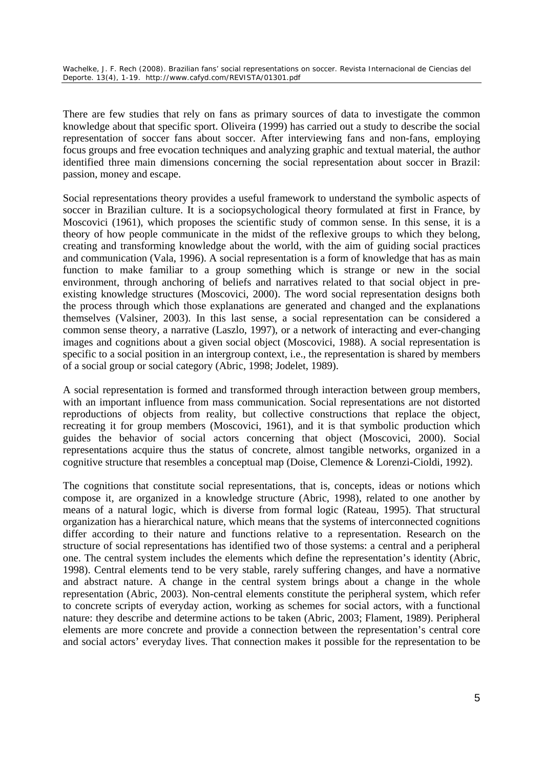There are few studies that rely on fans as primary sources of data to investigate the common knowledge about that specific sport. Oliveira (1999) has carried out a study to describe the social representation of soccer fans about soccer. After interviewing fans and non-fans, employing focus groups and free evocation techniques and analyzing graphic and textual material, the author identified three main dimensions concerning the social representation about soccer in Brazil: passion, money and escape.

Social representations theory provides a useful framework to understand the symbolic aspects of soccer in Brazilian culture. It is a sociopsychological theory formulated at first in France, by Moscovici (1961), which proposes the scientific study of common sense. In this sense, it is a theory of how people communicate in the midst of the reflexive groups to which they belong, creating and transforming knowledge about the world, with the aim of guiding social practices and communication (Vala, 1996). A social representation is a form of knowledge that has as main function to make familiar to a group something which is strange or new in the social environment, through anchoring of beliefs and narratives related to that social object in pre-existing knowledge structures (Moscovici, 2000). The word social representation designs both the process through which those explanations are generated and changed and the explanations themselves (Valsiner, 2003). In this last sense, a social representation can be considered a common sense theory, a narrative (Laszlo, 1997), or a network of interacting and ever-changing images and cognitions about a given social object (Moscovici, 1988). A social representation is specific to a social position in an intergroup context, i.e., the representation is shared by members of a social group or social category (Abric, 1998; Jodelet, 1989).

A social representation is formed and transformed through interaction between group members, with an important influence from mass communication. Social representations are not distorted reproductions of objects from reality, but collective constructions that replace the object, recreating it for group members (Moscovici, 1961), and it is that symbolic production which guides the behavior of social actors concerning that object (Moscovici, 2000). Social representations acquire thus the status of concrete, almost tangible networks, organized in a cognitive structure that resembles a conceptual map (Doise, Clemence & Lorenzi-Cioldi, 1992).

The cognitions that constitute social representations, that is, concepts, ideas or notions which compose it, are organized in a knowledge structure (Abric, 1998), related to one another by means of a natural logic, which is diverse from formal logic (Rateau, 1995). That structural organization has a hierarchical nature, which means that the systems of interconnected cognitions differ according to their nature and functions relative to a representation. Research on the structure of social representations has identified two of those systems: a central and a peripheral one. The central system includes the elements which define the representation's identity (Abric, 1998). Central elements tend to be very stable, rarely suffering changes, and have a normative and abstract nature. A change in the central system brings about a change in the whole representation (Abric, 2003). Non-central elements constitute the peripheral system, which refer to concrete scripts of everyday action, working as schemes for social actors, with a functional nature: they describe and determine actions to be taken (Abric, 2003; Flament, 1989). Peripheral elements are more concrete and provide a connection between the representation's central core and social actors' everyday lives. That connection makes it possible for the representation to be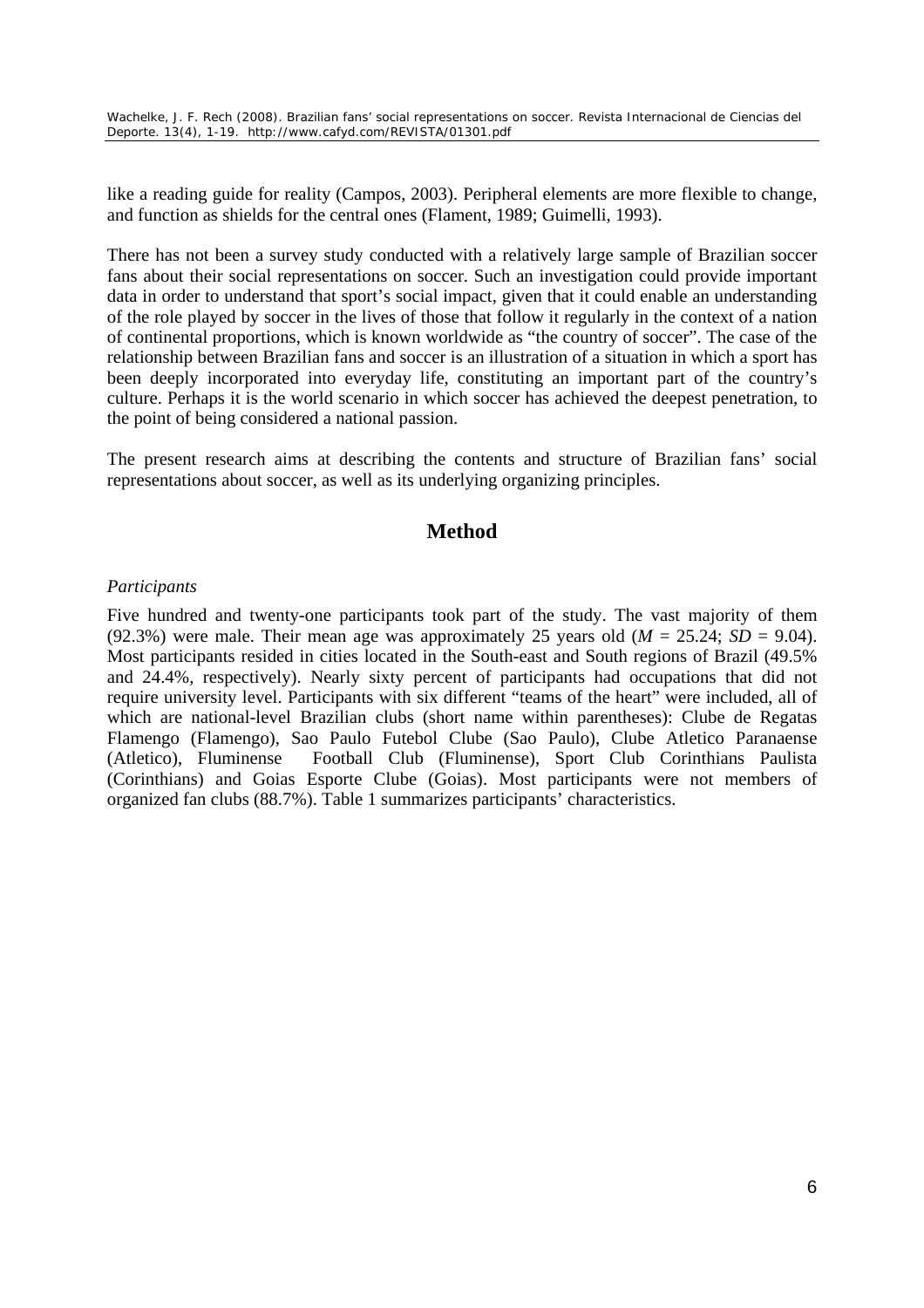like a reading guide for reality (Campos, 2003). Peripheral elements are more flexible to change, and function as shields for the central ones (Flament, 1989; Guimelli, 1993).

There has not been a survey study conducted with a relatively large sample of Brazilian soccer fans about their social representations on soccer. Such an investigation could provide important data in order to understand that sport's social impact, given that it could enable an understanding of the role played by soccer in the lives of those that follow it regularly in the context of a nation of continental proportions, which is known worldwide as "the country of soccer". The case of the relationship between Brazilian fans and soccer is an illustration of a situation in which a sport has been deeply incorporated into everyday life, constituting an important part of the country's culture. Perhaps it is the world scenario in which soccer has achieved the deepest penetration, to the point of being considered a national passion.

The present research aims at describing the contents and structure of Brazilian fans' social representations about soccer, as well as its underlying organizing principles.

## Method

*Participants*

Five hundred and twenty-one participants took part of the study. The vast majority of them (92.3%) were male. Their mean age was approximately 25 years old ($M$ = 25.24; $SD$ = 9.04). Most participants resided in cities located in the South-east and South regions of Brazil (49.5% and 24.4%, respectively). Nearly sixty percent of participants had occupations that did not require university level. Participants with six different "teams of the heart" were included, all of which are national-level Brazilian clubs (short name within parentheses): Clube de Regatas Flamengo (Flamengo), Sao Paulo Futebol Clube (Sao Paulo), Clube Atletico Paranaense (Atletico), Fluminense Football Club (Fluminense), Sport Club Corinthians Paulista (Corinthians) and Goias Esporte Clube (Goias). Most participants were not members of organized fan clubs (88.7%). Table 1 summarizes participants' characteristics.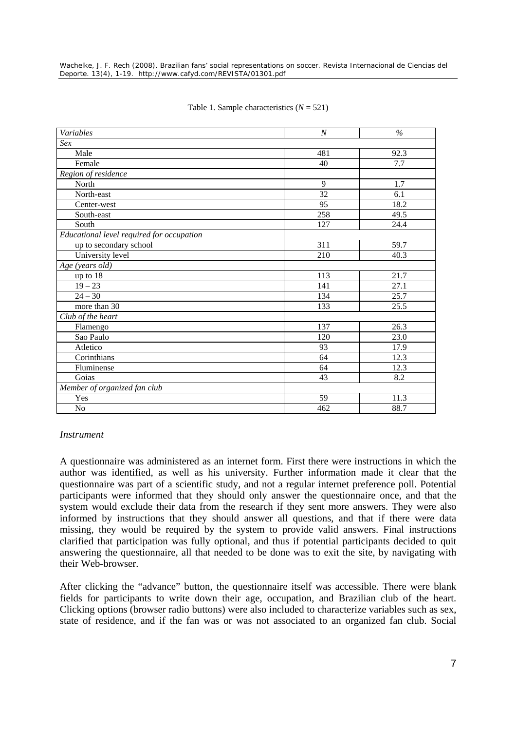Table 1. Sample characteristics ($N$ = 521)

| *Variables* | $N$ | *%* |
|---|---|---|
| *Sex* | | |
| Male | 481 | 92.3 |
| Female | 40 | 7.7 |
| *Region of residence* | | |
| North | 9 | 1.7 |
| North-east | 32 | 6.1 |
| Center-west | 95 | 18.2 |
| South-east | 258 | 49.5 |
| South | 127 | 24.4 |
| *Educational level required for occupation* | | |
| up to secondary school | 311 | 59.7 |
| University level | 210 | 40.3 |
| *Age (years old)* | | |
| up to 18 | 113 | 21.7 |
| 19 – 23 | 141 | 27.1 |
| 24 – 30 | 134 | 25.7 |
| more than 30 | 133 | 25.5 |
| *Club of the heart* | | |
| Flamengo | 137 | 26.3 |
| Sao Paulo | 120 | 23.0 |
| Atletico | 93 | 17.9 |
| Corinthians | 64 | 12.3 |
| Fluminense | 64 | 12.3 |
| Goias | 43 | 8.2 |
| *Member of organized fan club* | | |
| Yes | 59 | 11.3 |
| No | 462 | 88.7 |

*Instrument*

A questionnaire was administered as an internet form. First there were instructions in which the author was identified, as well as his university. Further information made it clear that the questionnaire was part of a scientific study, and not a regular internet preference poll. Potential participants were informed that they should only answer the questionnaire once, and that the system would exclude their data from the research if they sent more answers. They were also informed by instructions that they should answer all questions, and that if there were data missing, they would be required by the system to provide valid answers. Final instructions clarified that participation was fully optional, and thus if potential participants decided to quit answering the questionnaire, all that needed to be done was to exit the site, by navigating with their Web-browser.

After clicking the "advance" button, the questionnaire itself was accessible. There were blank fields for participants to write down their age, occupation, and Brazilian club of the heart. Clicking options (browser radio buttons) were also included to characterize variables such as sex, state of residence, and if the fan was or was not associated to an organized fan club. Social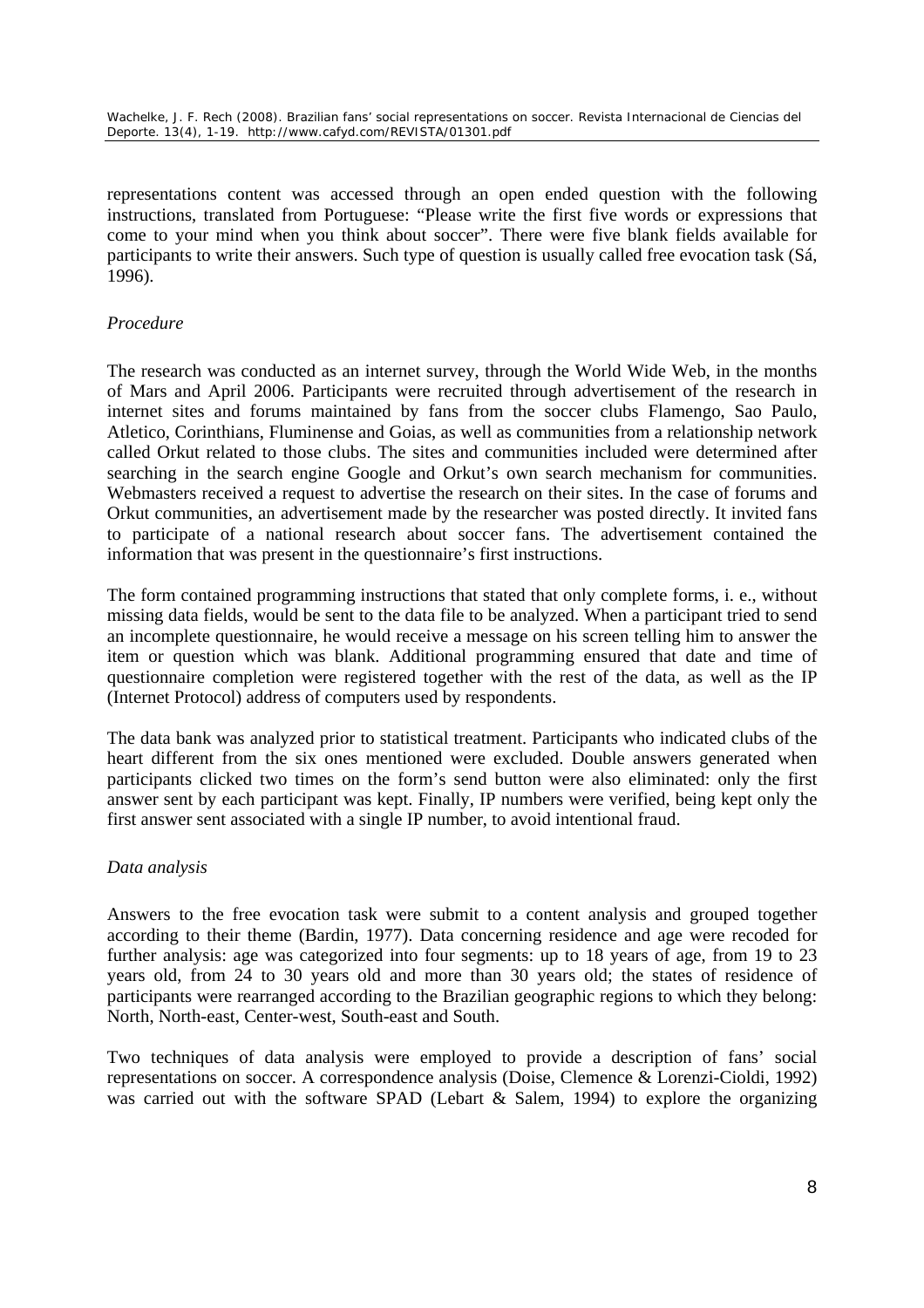representations content was accessed through an open ended question with the following instructions, translated from Portuguese: "Please write the first five words or expressions that come to your mind when you think about soccer". There were five blank fields available for participants to write their answers. Such type of question is usually called free evocation task (Sá, 1996).

*Procedure*

The research was conducted as an internet survey, through the World Wide Web, in the months of Mars and April 2006. Participants were recruited through advertisement of the research in internet sites and forums maintained by fans from the soccer clubs Flamengo, Sao Paulo, Atletico, Corinthians, Fluminense and Goias, as well as communities from a relationship network called Orkut related to those clubs. The sites and communities included were determined after searching in the search engine Google and Orkut's own search mechanism for communities. Webmasters received a request to advertise the research on their sites. In the case of forums and Orkut communities, an advertisement made by the researcher was posted directly. It invited fans to participate of a national research about soccer fans. The advertisement contained the information that was present in the questionnaire's first instructions.

The form contained programming instructions that stated that only complete forms, i. e., without missing data fields, would be sent to the data file to be analyzed. When a participant tried to send an incomplete questionnaire, he would receive a message on his screen telling him to answer the item or question which was blank. Additional programming ensured that date and time of questionnaire completion were registered together with the rest of the data, as well as the IP (Internet Protocol) address of computers used by respondents.

The data bank was analyzed prior to statistical treatment. Participants who indicated clubs of the heart different from the six ones mentioned were excluded. Double answers generated when participants clicked two times on the form's send button were also eliminated: only the first answer sent by each participant was kept. Finally, IP numbers were verified, being kept only the first answer sent associated with a single IP number, to avoid intentional fraud.

*Data analysis*

Answers to the free evocation task were submit to a content analysis and grouped together according to their theme (Bardin, 1977). Data concerning residence and age were recoded for further analysis: age was categorized into four segments: up to 18 years of age, from 19 to 23 years old, from 24 to 30 years old and more than 30 years old; the states of residence of participants were rearranged according to the Brazilian geographic regions to which they belong: North, North-east, Center-west, South-east and South.

Two techniques of data analysis were employed to provide a description of fans' social representations on soccer. A correspondence analysis (Doise, Clemence & Lorenzi-Cioldi, 1992) was carried out with the software SPAD (Lebart & Salem, 1994) to explore the organizing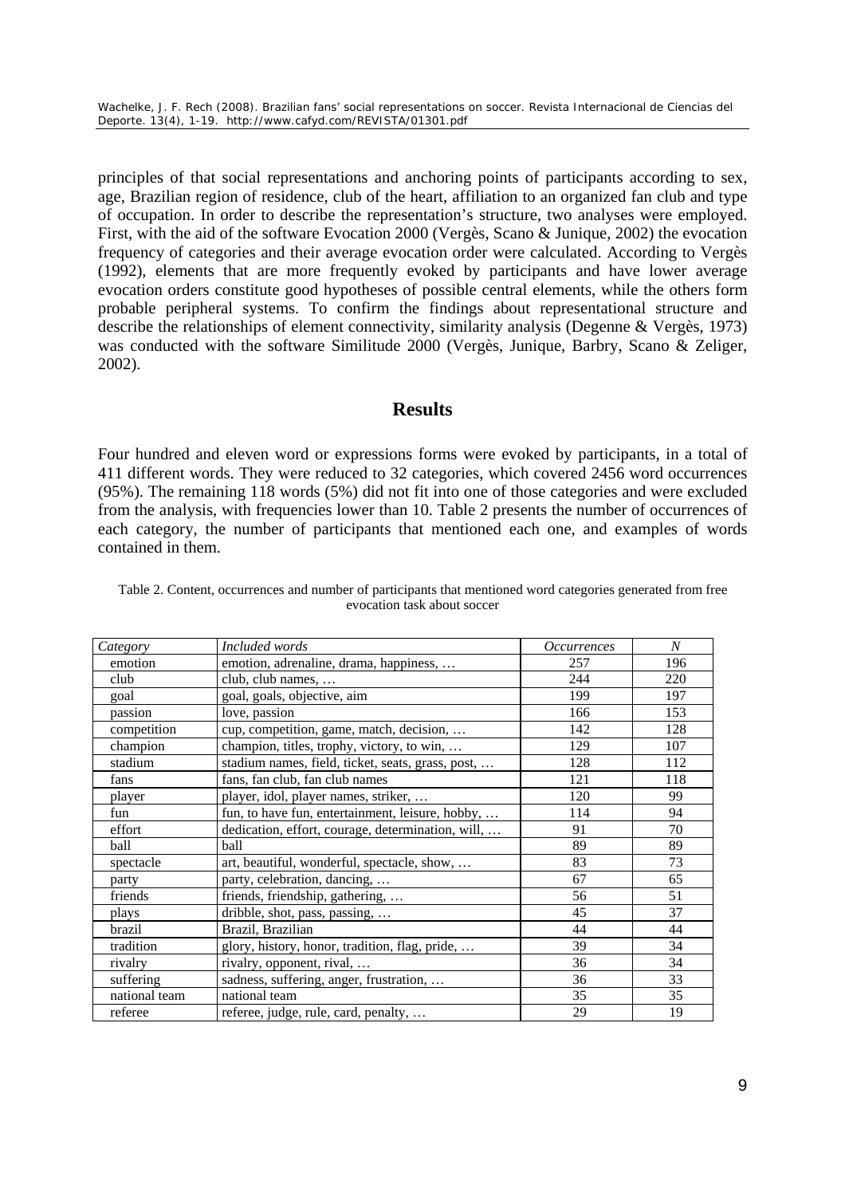principles of that social representations and anchoring points of participants according to sex, age, Brazilian region of residence, club of the heart, affiliation to an organized fan club and type of occupation. In order to describe the representation's structure, two analyses were employed. First, with the aid of the software Evocation 2000 (Vergès, Scano & Junique, 2002) the evocation frequency of categories and their average evocation order were calculated. According to Vergès (1992), elements that are more frequently evoked by participants and have lower average evocation orders constitute good hypotheses of possible central elements, while the others form probable peripheral systems. To confirm the findings about representational structure and describe the relationships of element connectivity, similarity analysis (Degenne & Vergès, 1973) was conducted with the software Similitude 2000 (Vergès, Junique, Barbry, Scano & Zeliger, 2002).

## Results

Four hundred and eleven word or expressions forms were evoked by participants, in a total of 411 different words. They were reduced to 32 categories, which covered 2456 word occurrences (95%). The remaining 118 words (5%) did not fit into one of those categories and were excluded from the analysis, with frequencies lower than 10. Table 2 presents the number of occurrences of each category, the number of participants that mentioned each one, and examples of words contained in them.

Table 2. Content, occurrences and number of participants that mentioned word categories generated from free evocation task about soccer

| *Category* | *Included words* | *Occurrences* | *N* |
|---|---|---|---|
| emotion | emotion, adrenaline, drama, happiness, … | 257 | 196 |
| club | club, club names, … | 244 | 220 |
| goal | goal, goals, objective, aim | 199 | 197 |
| passion | love, passion | 166 | 153 |
| competition | cup, competition, game, match, decision, … | 142 | 128 |
| champion | champion, titles, trophy, victory, to win, … | 129 | 107 |
| stadium | stadium names, field, ticket, seats, grass, post, … | 128 | 112 |
| fans | fans, fan club, fan club names | 121 | 118 |
| player | player, idol, player names, striker, … | 120 | 99 |
| fun | fun, to have fun, entertainment, leisure, hobby, … | 114 | 94 |
| effort | dedication, effort, courage, determination, will, … | 91 | 70 |
| ball | ball | 89 | 89 |
| spectacle | art, beautiful, wonderful, spectacle, show, … | 83 | 73 |
| party | party, celebration, dancing, … | 67 | 65 |
| friends | friends, friendship, gathering, … | 56 | 51 |
| plays | dribble, shot, pass, passing, … | 45 | 37 |
| brazil | Brazil, Brazilian | 44 | 44 |
| tradition | glory, history, honor, tradition, flag, pride, … | 39 | 34 |
| rivalry | rivalry, opponent, rival, … | 36 | 34 |
| suffering | sadness, suffering, anger, frustration, … | 36 | 33 |
| national team | national team | 35 | 35 |
| referee | referee, judge, rule, card, penalty, … | 29 | 19 |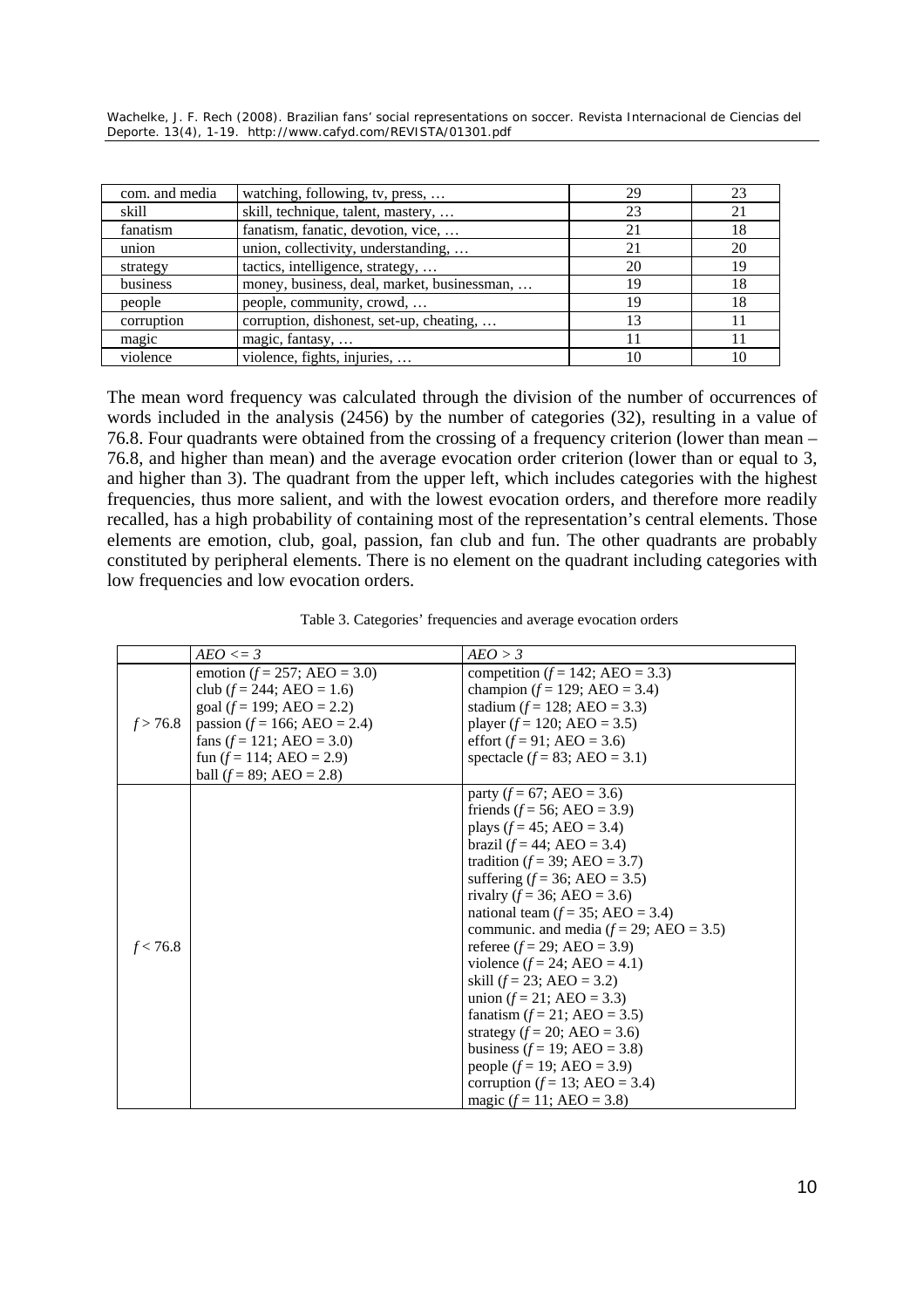| com. and media | watching, following, tv, press, … | 29 | 23 |
|---|---|---|---|
| skill | skill, technique, talent, mastery, … | 23 | 21 |
| fanatism | fanatism, fanatic, devotion, vice, … | 21 | 18 |
| union | union, collectivity, understanding, … | 21 | 20 |
| strategy | tactics, intelligence, strategy, … | 20 | 19 |
| business | money, business, deal, market, businessman, … | 19 | 18 |
| people | people, community, crowd, … | 19 | 18 |
| corruption | corruption, dishonest, set-up, cheating, … | 13 | 11 |
| magic | magic, fantasy, … | 11 | 11 |
| violence | violence, fights, injuries, … | 10 | 10 |

The mean word frequency was calculated through the division of the number of occurrences of words included in the analysis (2456) by the number of categories (32), resulting in a value of 76.8. Four quadrants were obtained from the crossing of a frequency criterion (lower than mean – 76.8, and higher than mean) and the average evocation order criterion (lower than or equal to 3, and higher than 3). The quadrant from the upper left, which includes categories with the highest frequencies, thus more salient, and with the lowest evocation orders, and therefore more readily recalled, has a high probability of containing most of the representation's central elements. Those elements are emotion, club, goal, passion, fan club and fun. The other quadrants are probably constituted by peripheral elements. There is no element on the quadrant including categories with low frequencies and low evocation orders.

Table 3. Categories' frequencies and average evocation orders

| | *AEO <= 3* | *AEO > 3* |
|---|---|---|
| $f > 76.8$ | emotion ($f = 257$; AEO = 3.0)<br>club ($f = 244$; AEO = 1.6)<br>goal ($f = 199$; AEO = 2.2)<br>passion ($f = 166$; AEO = 2.4)<br>fans ($f = 121$; AEO = 3.0)<br>fun ($f = 114$; AEO = 2.9)<br>ball ($f = 89$; AEO = 2.8) | competition ($f = 142$; AEO = 3.3)<br>champion ($f = 129$; AEO = 3.4)<br>stadium ($f = 128$; AEO = 3.3)<br>player ($f = 120$; AEO = 3.5)<br>effort ($f = 91$; AEO = 3.6)<br>spectacle ($f = 83$; AEO = 3.1) |
| $f < 76.8$ | | party ($f = 67$; AEO = 3.6)<br>friends ($f = 56$; AEO = 3.9)<br>plays ($f = 45$; AEO = 3.4)<br>brazil ($f = 44$; AEO = 3.4)<br>tradition ($f = 39$; AEO = 3.7)<br>suffering ($f = 36$; AEO = 3.5)<br>rivalry ($f = 36$; AEO = 3.6)<br>national team ($f = 35$; AEO = 3.4)<br>communic. and media ($f = 29$; AEO = 3.5)<br>referee ($f = 29$; AEO = 3.9)<br>violence ($f = 24$; AEO = 4.1)<br>skill ($f = 23$; AEO = 3.2)<br>union ($f = 21$; AEO = 3.3)<br>fanatism ($f = 21$; AEO = 3.5)<br>strategy ($f = 20$; AEO = 3.6)<br>business ($f = 19$; AEO = 3.8)<br>people ($f = 19$; AEO = 3.9)<br>corruption ($f = 13$; AEO = 3.4)<br>magic ($f = 11$; AEO = 3.8) |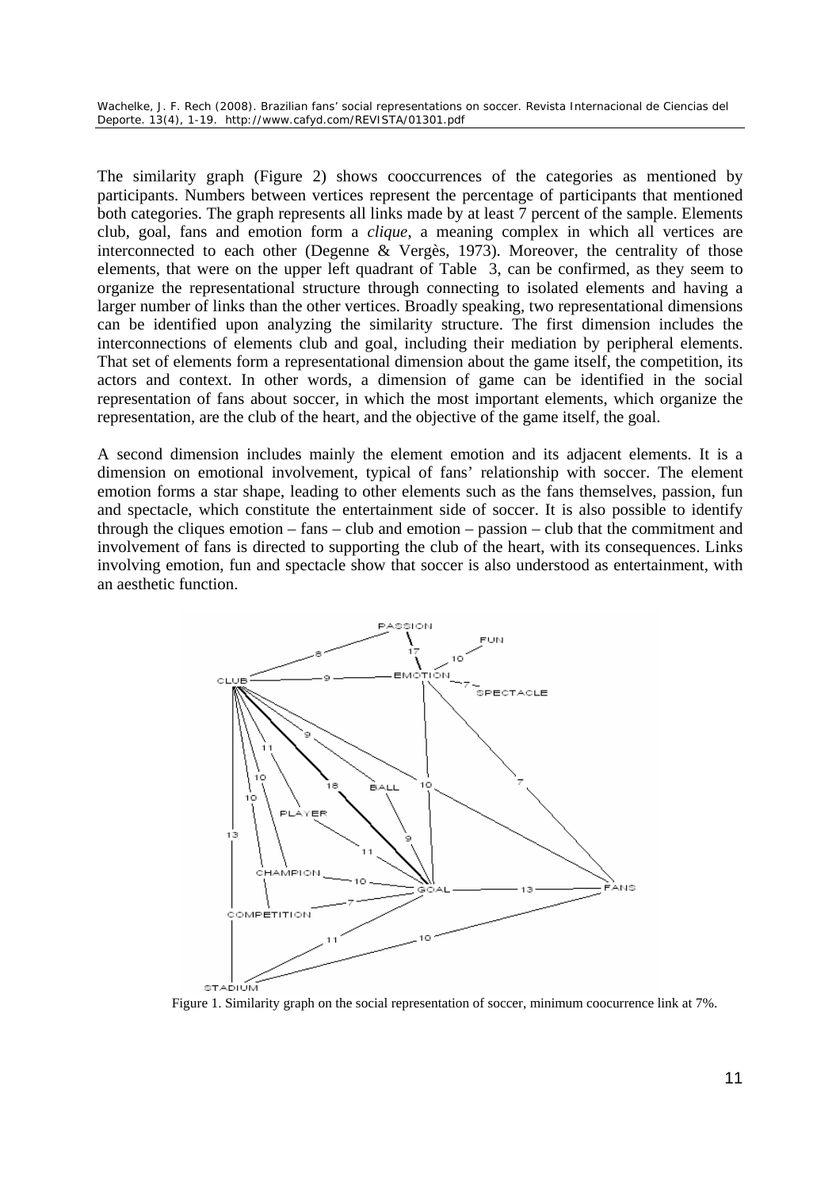The similarity graph (Figure 2) shows cooccurrences of the categories as mentioned by participants. Numbers between vertices represent the percentage of participants that mentioned both categories. The graph represents all links made by at least 7 percent of the sample. Elements club, goal, fans and emotion form a *clique*, a meaning complex in which all vertices are interconnected to each other (Degenne & Vergès, 1973). Moreover, the centrality of those elements, that were on the upper left quadrant of Table 3, can be confirmed, as they seem to organize the representational structure through connecting to isolated elements and having a larger number of links than the other vertices. Broadly speaking, two representational dimensions can be identified upon analyzing the similarity structure. The first dimension includes the interconnections of elements club and goal, including their mediation by peripheral elements. That set of elements form a representational dimension about the game itself, the competition, its actors and context. In other words, a dimension of game can be identified in the social representation of fans about soccer, in which the most important elements, which organize the representation, are the club of the heart, and the objective of the game itself, the goal.

A second dimension includes mainly the element emotion and its adjacent elements. It is a dimension on emotional involvement, typical of fans' relationship with soccer. The element emotion forms a star shape, leading to other elements such as the fans themselves, passion, fun and spectacle, which constitute the entertainment side of soccer. It is also possible to identify through the cliques emotion – fans – club and emotion – passion – club that the commitment and involvement of fans is directed to supporting the club of the heart, with its consequences. Links involving emotion, fun and spectacle show that soccer is also understood as entertainment, with an aesthetic function.

Figure 1. Similarity graph on the social representation of soccer, minimum coocurrence link at 7%.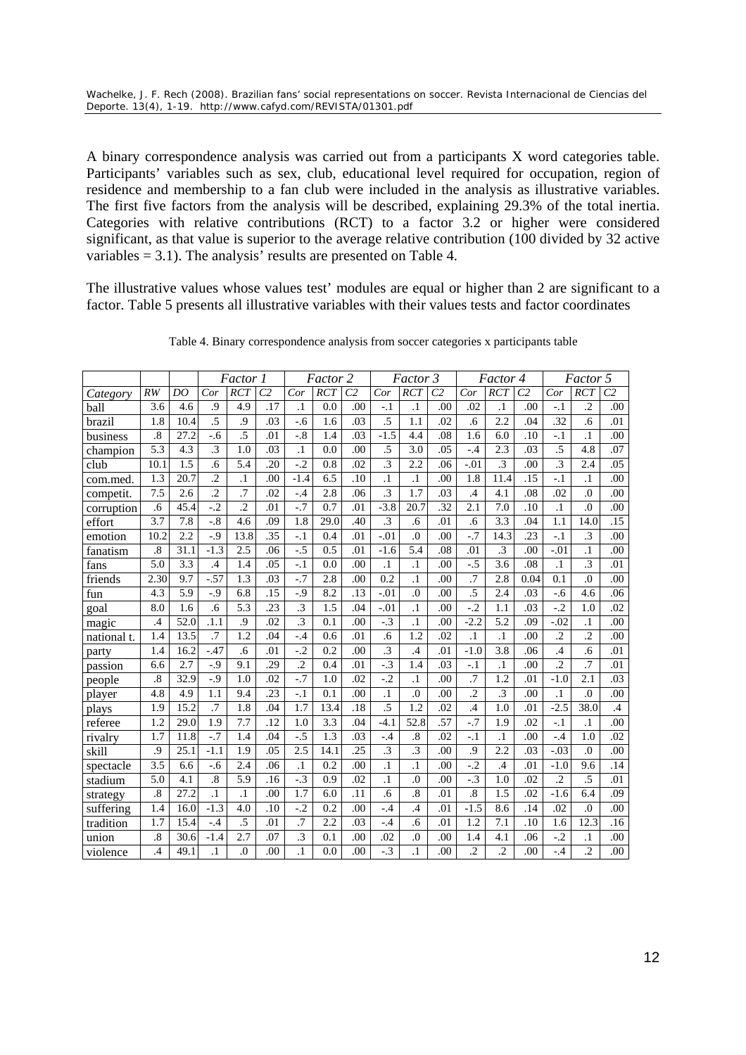A binary correspondence analysis was carried out from a participants X word categories table. Participants' variables such as sex, club, educational level required for occupation, region of residence and membership to a fan club were included in the analysis as illustrative variables. The first five factors from the analysis will be described, explaining 29.3% of the total inertia. Categories with relative contributions (RCT) to a factor 3.2 or higher were considered significant, as that value is superior to the average relative contribution (100 divided by 32 active variables = 3.1). The analysis' results are presented on Table 4.

The illustrative values whose values test' modules are equal or higher than 2 are significant to a factor. Table 5 presents all illustrative variables with their values tests and factor coordinates

Table 4. Binary correspondence analysis from soccer categories x participants table

| | | | *Factor 1* | | | *Factor 2* | | | *Factor 3* | | | *Factor 4* | | | *Factor 5* | | |
|---|---|---|---|---|---|---|---|---|---|---|---|---|---|---|---|---|---|
| *Category* | *RW* | *DO* | *Cor* | *RCT* | *C2* | *Cor* | *RCT* | *C2* | *Cor* | *RCT* | *C2* | *Cor* | *RCT* | *C2* | *Cor* | *RCT* | *C2* |
| ball | 3.6 | 4.6 | .9 | 4.9 | .17 | .1 | 0.0 | .00 | -.1 | .1 | .00 | .02 | .1 | .00 | -.1 | .2 | .00 |
| brazil | 1.8 | 10.4 | .5 | .9 | .03 | -.6 | 1.6 | .03 | .5 | 1.1 | .02 | .6 | 2.2 | .04 | .32 | .6 | .01 |
| business | .8 | 27.2 | -.6 | .5 | .01 | -.8 | 1.4 | .03 | -1.5 | 4.4 | .08 | 1.6 | 6.0 | .10 | -.1 | .1 | .00 |
| champion | 5.3 | 4.3 | .3 | 1.0 | .03 | .1 | 0.0 | .00 | .5 | 3.0 | .05 | -.4 | 2.3 | .03 | .5 | 4.8 | .07 |
| club | 10.1 | 1.5 | .6 | 5.4 | .20 | -.2 | 0.8 | .02 | .3 | 2.2 | .06 | -.01 | .3 | .00 | .3 | 2.4 | .05 |
| com.med. | 1.3 | 20.7 | .2 | .1 | .00 | -1.4 | 6.5 | .10 | .1 | .1 | .00 | 1.8 | 11.4 | .15 | -.1 | .1 | .00 |
| competit. | 7.5 | 2.6 | .2 | .7 | .02 | -.4 | 2.8 | .06 | .3 | 1.7 | .03 | .4 | 4.1 | .08 | .02 | .0 | .00 |
| corruption | .6 | 45.4 | -.2 | .2 | .01 | -.7 | 0.7 | .01 | -3.8 | 20.7 | .32 | 2.1 | 7.0 | .10 | .1 | .0 | .00 |
| effort | 3.7 | 7.8 | -.8 | 4.6 | .09 | 1.8 | 29.0 | .40 | .3 | .6 | .01 | .6 | 3.3 | .04 | 1.1 | 14.0 | .15 |
| emotion | 10.2 | 2.2 | -.9 | 13.8 | .35 | -.1 | 0.4 | .01 | -.01 | .0 | .00 | -.7 | 14.3 | .23 | -.1 | .3 | .00 |
| fanatism | .8 | 31.1 | -1.3 | 2.5 | .06 | -.5 | 0.5 | .01 | -1.6 | 5.4 | .08 | .01 | .3 | .00 | -.01 | .1 | .00 |
| fans | 5.0 | 3.3 | .4 | 1.4 | .05 | -.1 | 0.0 | .00 | .1 | .1 | .00 | -.5 | 3.6 | .08 | .1 | .3 | .01 |
| friends | 2.30 | 9.7 | -.57 | 1.3 | .03 | -.7 | 2.8 | .00 | 0.2 | .1 | .00 | .7 | 2.8 | 0.04 | 0.1 | .0 | .00 |
| fun | 4.3 | 5.9 | -.9 | 6.8 | .15 | -.9 | 8.2 | .13 | -.01 | .0 | .00 | .5 | 2.4 | .03 | -.6 | 4.6 | .06 |
| goal | 8.0 | 1.6 | .6 | 5.3 | .23 | .3 | 1.5 | .04 | -.01 | .1 | .00 | -.2 | 1.1 | .03 | -.2 | 1.0 | .02 |
| magic | .4 | 52.0 | .1.1 | .9 | .02 | .3 | 0.1 | .00 | -.3 | .1 | .00 | -2.2 | 5.2 | .09 | -.02 | .1 | .00 |
| national t. | 1.4 | 13.5 | .7 | 1.2 | .04 | -.4 | 0.6 | .01 | .6 | 1.2 | .02 | .1 | .1 | .00 | .2 | .2 | .00 |
| party | 1.4 | 16.2 | -.47 | .6 | .01 | -.2 | 0.2 | .00 | .3 | .4 | .01 | -1.0 | 3.8 | .06 | .4 | .6 | .01 |
| passion | 6.6 | 2.7 | -.9 | 9.1 | .29 | .2 | 0.4 | .01 | -.3 | 1.4 | .03 | -.1 | .1 | .00 | .2 | .7 | .01 |
| people | .8 | 32.9 | -.9 | 1.0 | .02 | -.7 | 1.0 | .02 | -.2 | .1 | .00 | .7 | 1.2 | .01 | -1.0 | 2.1 | .03 |
| player | 4.8 | 4.9 | 1.1 | 9.4 | .23 | -.1 | 0.1 | .00 | .1 | .0 | .00 | .2 | .3 | .00 | .1 | .0 | .00 |
| plays | 1.9 | 15.2 | .7 | 1.8 | .04 | 1.7 | 13.4 | .18 | .5 | 1.2 | .02 | .4 | 1.0 | .01 | -2.5 | 38.0 | .4 |
| referee | 1.2 | 29.0 | 1.9 | 7.7 | .12 | 1.0 | 3.3 | .04 | -4.1 | 52.8 | .57 | -.7 | 1.9 | .02 | -.1 | .1 | .00 |
| rivalry | 1.7 | 11.8 | -.7 | 1.4 | .04 | -.5 | 1.3 | .03 | -.4 | .8 | .02 | -.1 | .1 | .00 | -.4 | 1.0 | .02 |
| skill | .9 | 25.1 | -1.1 | 1.9 | .05 | 2.5 | 14.1 | .25 | .3 | .3 | .00 | .9 | 2.2 | .03 | -.03 | .0 | .00 |
| spectacle | 3.5 | 6.6 | -.6 | 2.4 | .06 | .1 | 0.2 | .00 | .1 | .1 | .00 | -.2 | .4 | .01 | -1.0 | 9.6 | .14 |
| stadium | 5.0 | 4.1 | .8 | 5.9 | .16 | -.3 | 0.9 | .02 | .1 | .0 | .00 | -.3 | 1.0 | .02 | .2 | .5 | .01 |
| strategy | .8 | 27.2 | .1 | .1 | .00 | 1.7 | 6.0 | .11 | .6 | .8 | .01 | .8 | 1.5 | .02 | -1.6 | 6.4 | .09 |
| suffering | 1.4 | 16.0 | -1.3 | 4.0 | .10 | -.2 | 0.2 | .00 | -.4 | .4 | .01 | -1.5 | 8.6 | .14 | .02 | .0 | .00 |
| tradition | 1.7 | 15.4 | -.4 | .5 | .01 | .7 | 2.2 | .03 | -.4 | .6 | .01 | 1.2 | 7.1 | .10 | 1.6 | 12.3 | .16 |
| union | .8 | 30.6 | -1.4 | 2.7 | .07 | .3 | 0.1 | .00 | .02 | .0 | .00 | 1.4 | 4.1 | .06 | -.2 | .1 | .00 |
| violence | .4 | 49.1 | .1 | .0 | .00 | .1 | 0.0 | .00 | -.3 | .1 | .00 | .2 | .2 | .00 | -.4 | .2 | .00 |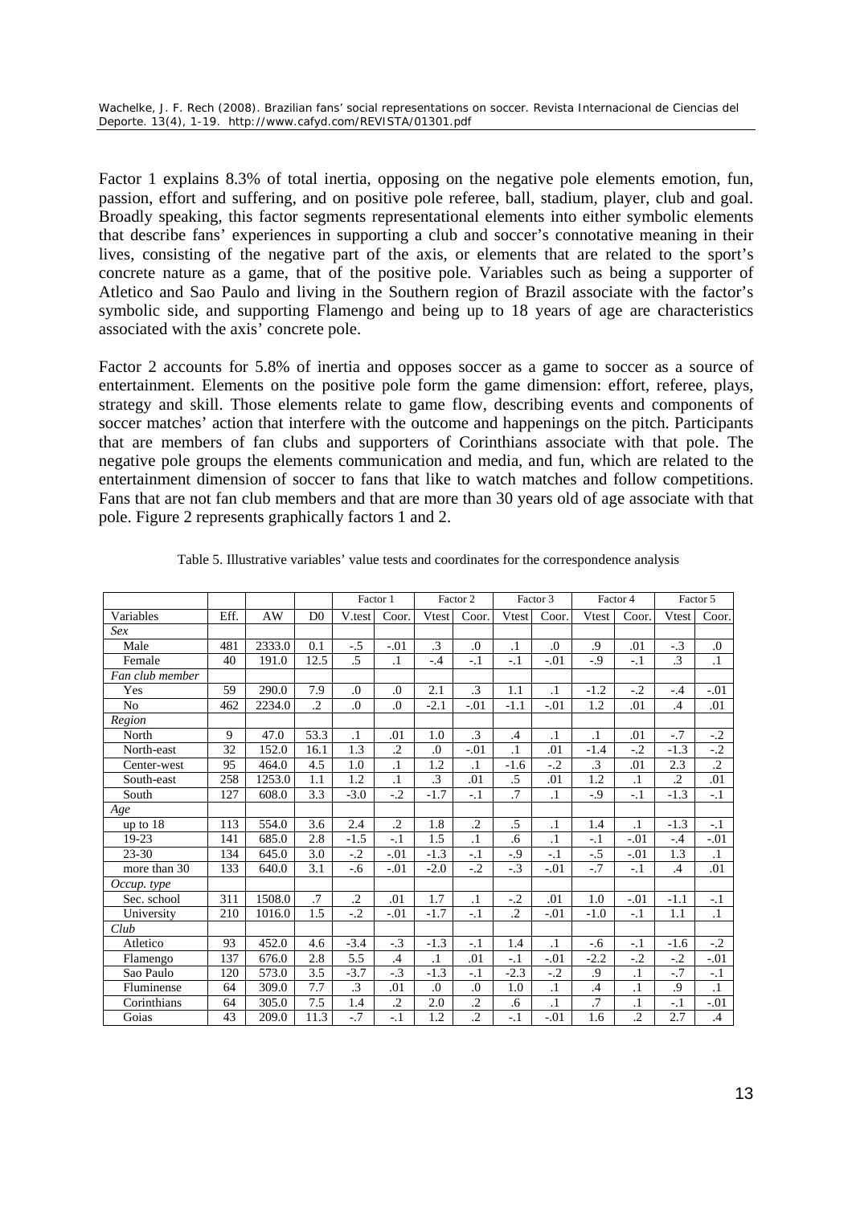Factor 1 explains 8.3% of total inertia, opposing on the negative pole elements emotion, fun, passion, effort and suffering, and on positive pole referee, ball, stadium, player, club and goal. Broadly speaking, this factor segments representational elements into either symbolic elements that describe fans' experiences in supporting a club and soccer's connotative meaning in their lives, consisting of the negative part of the axis, or elements that are related to the sport's concrete nature as a game, that of the positive pole. Variables such as being a supporter of Atletico and Sao Paulo and living in the Southern region of Brazil associate with the factor's symbolic side, and supporting Flamengo and being up to 18 years of age are characteristics associated with the axis' concrete pole.

Factor 2 accounts for 5.8% of inertia and opposes soccer as a game to soccer as a source of entertainment. Elements on the positive pole form the game dimension: effort, referee, plays, strategy and skill. Those elements relate to game flow, describing events and components of soccer matches' action that interfere with the outcome and happenings on the pitch. Participants that are members of fan clubs and supporters of Corinthians associate with that pole. The negative pole groups the elements communication and media, and fun, which are related to the entertainment dimension of soccer to fans that like to watch matches and follow competitions. Fans that are not fan club members and that are more than 30 years old of age associate with that pole. Figure 2 represents graphically factors 1 and 2.

Table 5. Illustrative variables' value tests and coordinates for the correspondence analysis

| | | | | Factor 1 | | Factor 2 | | Factor 3 | | Factor 4 | | Factor 5 | |
|---|---|---|---|---|---|---|---|---|---|---|---|---|---|
| Variables | Eff. | AW | D0 | V.test | Coor. | Vtest | Coor. | Vtest | Coor. | Vtest | Coor. | Vtest | Coor. |
| *Sex* | | | | | | | | | | | | | |
| Male | 481 | 2333.0 | 0.1 | -.5 | -.01 | .3 | .0 | .1 | .0 | .9 | .01 | -.3 | .0 |
| Female | 40 | 191.0 | 12.5 | .5 | .1 | -.4 | -.1 | -.1 | -.01 | -.9 | -.1 | .3 | .1 |
| *Fan club member* | | | | | | | | | | | | | |
| Yes | 59 | 290.0 | 7.9 | .0 | .0 | 2.1 | .3 | 1.1 | .1 | -1.2 | -.2 | -.4 | -.01 |
| No | 462 | 2234.0 | .2 | .0 | .0 | -2.1 | -.01 | -1.1 | -.01 | 1.2 | .01 | .4 | .01 |
| *Region* | | | | | | | | | | | | | |
| North | 9 | 47.0 | 53.3 | .1 | .01 | 1.0 | .3 | .4 | .1 | .1 | .01 | -.7 | -.2 |
| North-east | 32 | 152.0 | 16.1 | 1.3 | .2 | .0 | -.01 | .1 | .01 | -1.4 | -.2 | -1.3 | -.2 |
| Center-west | 95 | 464.0 | 4.5 | 1.0 | .1 | 1.2 | .1 | -1.6 | -.2 | .3 | .01 | 2.3 | .2 |
| South-east | 258 | 1253.0 | 1.1 | 1.2 | .1 | .3 | .01 | .5 | .01 | 1.2 | .1 | .2 | .01 |
| South | 127 | 608.0 | 3.3 | -3.0 | -.2 | -1.7 | -.1 | .7 | .1 | -.9 | -.1 | -1.3 | -.1 |
| *Age* | | | | | | | | | | | | | |
| up to 18 | 113 | 554.0 | 3.6 | 2.4 | .2 | 1.8 | .2 | .5 | .1 | 1.4 | .1 | -1.3 | -.1 |
| 19-23 | 141 | 685.0 | 2.8 | -1.5 | -.1 | 1.5 | .1 | .6 | .1 | -.1 | -.01 | -.4 | -.01 |
| 23-30 | 134 | 645.0 | 3.0 | -.2 | -.01 | -1.3 | -.1 | -.9 | -.1 | -.5 | -.01 | 1.3 | .1 |
| more than 30 | 133 | 640.0 | 3.1 | -.6 | -.01 | -2.0 | -.2 | -.3 | -.01 | -.7 | -.1 | .4 | .01 |
| *Occup. type* | | | | | | | | | | | | | |
| Sec. school | 311 | 1508.0 | .7 | .2 | .01 | 1.7 | .1 | -.2 | .01 | 1.0 | -.01 | -1.1 | -.1 |
| University | 210 | 1016.0 | 1.5 | -.2 | -.01 | -1.7 | -.1 | .2 | -.01 | -1.0 | -.1 | 1.1 | .1 |
| *Club* | | | | | | | | | | | | | |
| Atletico | 93 | 452.0 | 4.6 | -3.4 | -.3 | -1.3 | -.1 | 1.4 | .1 | -.6 | -.1 | -1.6 | -.2 |
| Flamengo | 137 | 676.0 | 2.8 | 5.5 | .4 | .1 | .01 | -.1 | -.01 | -2.2 | -.2 | -.2 | -.01 |
| Sao Paulo | 120 | 573.0 | 3.5 | -3.7 | -.3 | -1.3 | -.1 | -2.3 | -.2 | .9 | .1 | -.7 | -.1 |
| Fluminense | 64 | 309.0 | 7.7 | .3 | .01 | .0 | .0 | 1.0 | .1 | .4 | .1 | .9 | .1 |
| Corinthians | 64 | 305.0 | 7.5 | 1.4 | .2 | 2.0 | .2 | .6 | .1 | .7 | .1 | -.1 | -.01 |
| Goias | 43 | 209.0 | 11.3 | -.7 | -.1 | 1.2 | .2 | -.1 | -.01 | 1.6 | .2 | 2.7 | .4 |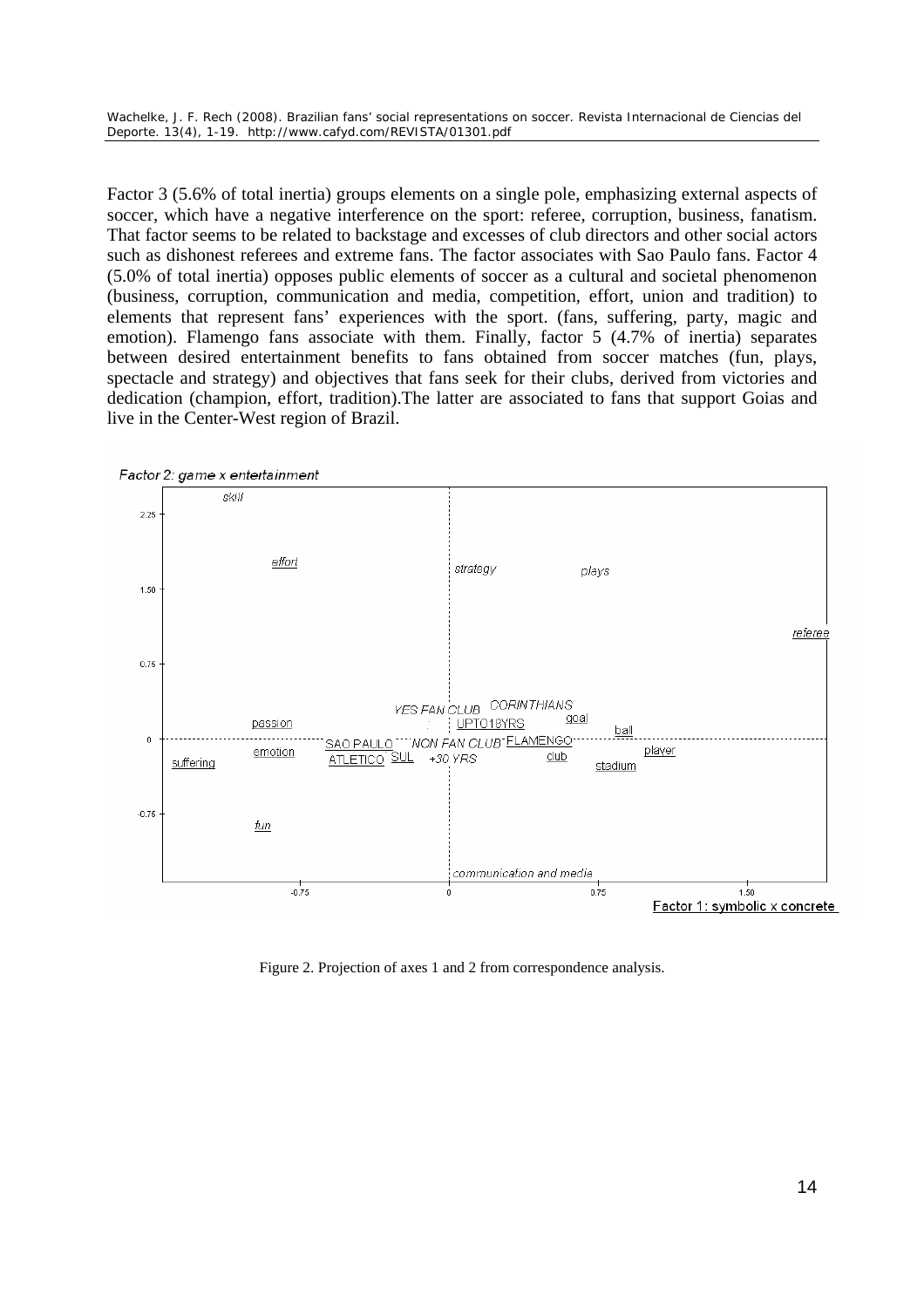Factor 3 (5.6% of total inertia) groups elements on a single pole, emphasizing external aspects of soccer, which have a negative interference on the sport: referee, corruption, business, fanatism. That factor seems to be related to backstage and excesses of club directors and other social actors such as dishonest referees and extreme fans. The factor associates with Sao Paulo fans. Factor 4 (5.0% of total inertia) opposes public elements of soccer as a cultural and societal phenomenon (business, corruption, communication and media, competition, effort, union and tradition) to elements that represent fans' experiences with the sport. (fans, suffering, party, magic and emotion). Flamengo fans associate with them. Finally, factor 5 (4.7% of inertia) separates between desired entertainment benefits to fans obtained from soccer matches (fun, plays, spectacle and strategy) and objectives that fans seek for their clubs, derived from victories and dedication (champion, effort, tradition).The latter are associated to fans that support Goias and live in the Center-West region of Brazil.

Figure 2. Projection of axes 1 and 2 from correspondence analysis.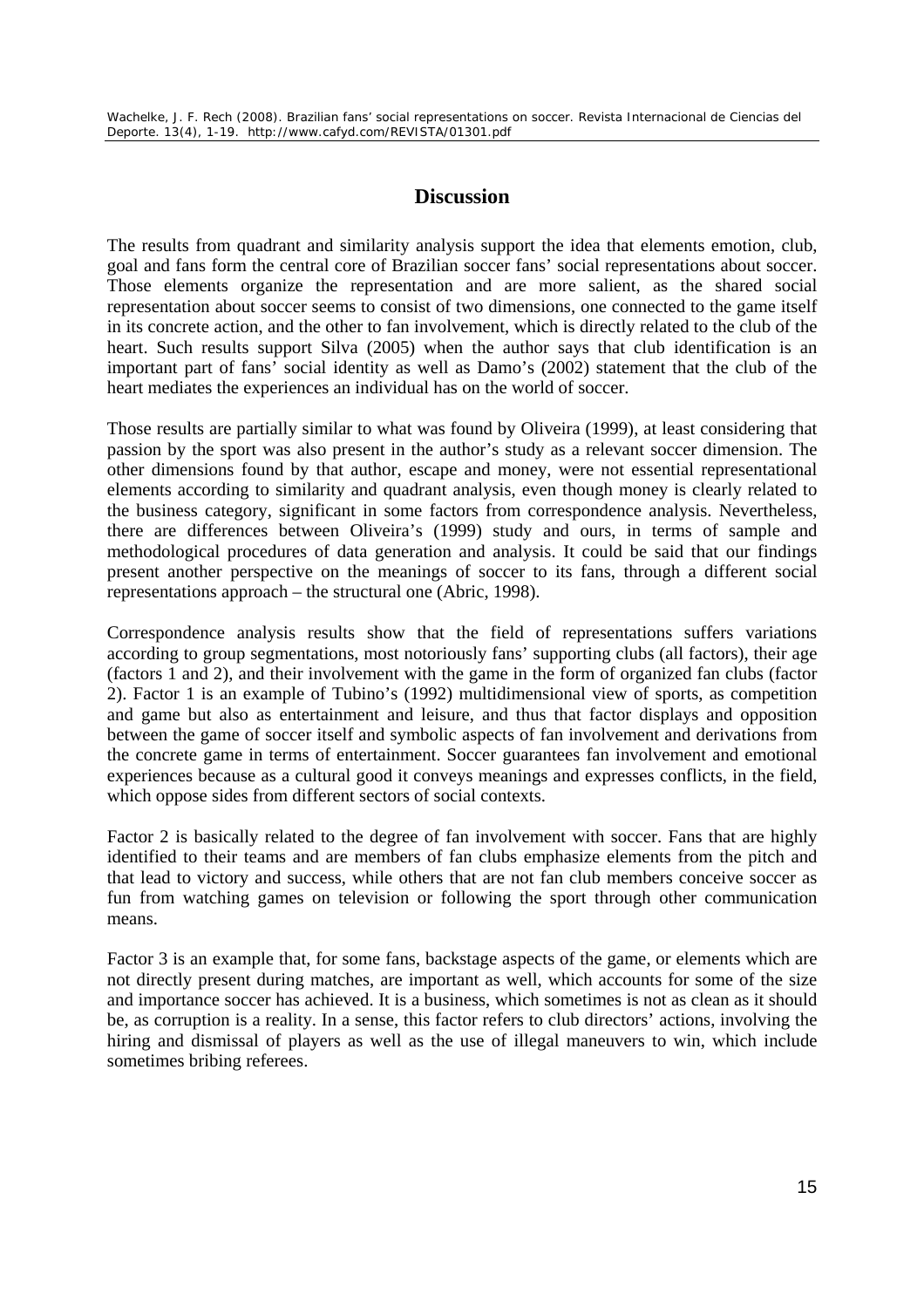## Discussion

The results from quadrant and similarity analysis support the idea that elements emotion, club, goal and fans form the central core of Brazilian soccer fans' social representations about soccer. Those elements organize the representation and are more salient, as the shared social representation about soccer seems to consist of two dimensions, one connected to the game itself in its concrete action, and the other to fan involvement, which is directly related to the club of the heart. Such results support Silva (2005) when the author says that club identification is an important part of fans' social identity as well as Damo's (2002) statement that the club of the heart mediates the experiences an individual has on the world of soccer.

Those results are partially similar to what was found by Oliveira (1999), at least considering that passion by the sport was also present in the author's study as a relevant soccer dimension. The other dimensions found by that author, escape and money, were not essential representational elements according to similarity and quadrant analysis, even though money is clearly related to the business category, significant in some factors from correspondence analysis. Nevertheless, there are differences between Oliveira's (1999) study and ours, in terms of sample and methodological procedures of data generation and analysis. It could be said that our findings present another perspective on the meanings of soccer to its fans, through a different social representations approach – the structural one (Abric, 1998).

Correspondence analysis results show that the field of representations suffers variations according to group segmentations, most notoriously fans' supporting clubs (all factors), their age (factors 1 and 2), and their involvement with the game in the form of organized fan clubs (factor 2). Factor 1 is an example of Tubino's (1992) multidimensional view of sports, as competition and game but also as entertainment and leisure, and thus that factor displays and opposition between the game of soccer itself and symbolic aspects of fan involvement and derivations from the concrete game in terms of entertainment. Soccer guarantees fan involvement and emotional experiences because as a cultural good it conveys meanings and expresses conflicts, in the field, which oppose sides from different sectors of social contexts.

Factor 2 is basically related to the degree of fan involvement with soccer. Fans that are highly identified to their teams and are members of fan clubs emphasize elements from the pitch and that lead to victory and success, while others that are not fan club members conceive soccer as fun from watching games on television or following the sport through other communication means.

Factor 3 is an example that, for some fans, backstage aspects of the game, or elements which are not directly present during matches, are important as well, which accounts for some of the size and importance soccer has achieved. It is a business, which sometimes is not as clean as it should be, as corruption is a reality. In a sense, this factor refers to club directors' actions, involving the hiring and dismissal of players as well as the use of illegal maneuvers to win, which include sometimes bribing referees.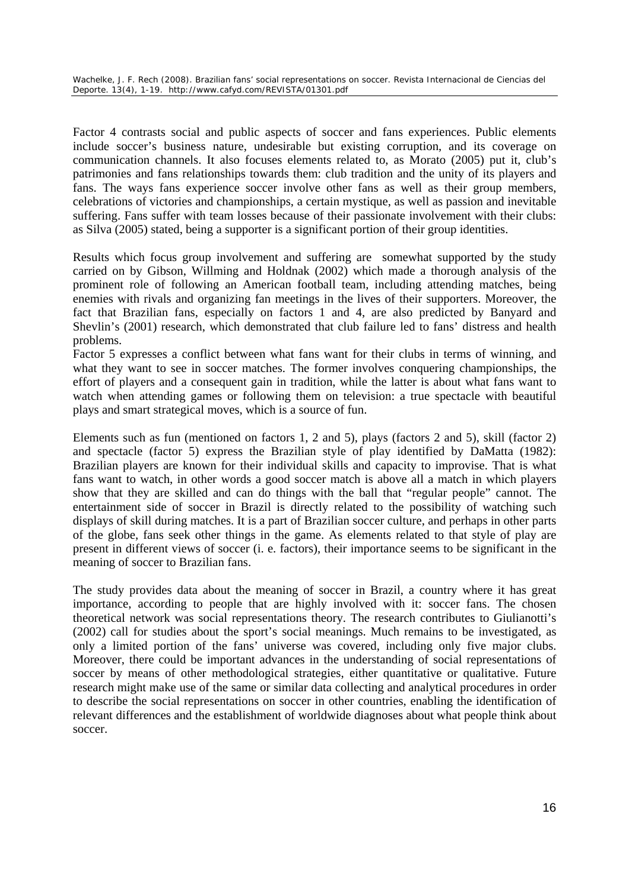Factor 4 contrasts social and public aspects of soccer and fans experiences. Public elements include soccer's business nature, undesirable but existing corruption, and its coverage on communication channels. It also focuses elements related to, as Morato (2005) put it, club's patrimonies and fans relationships towards them: club tradition and the unity of its players and fans. The ways fans experience soccer involve other fans as well as their group members, celebrations of victories and championships, a certain mystique, as well as passion and inevitable suffering. Fans suffer with team losses because of their passionate involvement with their clubs: as Silva (2005) stated, being a supporter is a significant portion of their group identities.

Results which focus group involvement and suffering are somewhat supported by the study carried on by Gibson, Willming and Holdnak (2002) which made a thorough analysis of the prominent role of following an American football team, including attending matches, being enemies with rivals and organizing fan meetings in the lives of their supporters. Moreover, the fact that Brazilian fans, especially on factors 1 and 4, are also predicted by Banyard and Shevlin's (2001) research, which demonstrated that club failure led to fans' distress and health problems.

Factor 5 expresses a conflict between what fans want for their clubs in terms of winning, and what they want to see in soccer matches. The former involves conquering championships, the effort of players and a consequent gain in tradition, while the latter is about what fans want to watch when attending games or following them on television: a true spectacle with beautiful plays and smart strategical moves, which is a source of fun.

Elements such as fun (mentioned on factors 1, 2 and 5), plays (factors 2 and 5), skill (factor 2) and spectacle (factor 5) express the Brazilian style of play identified by DaMatta (1982): Brazilian players are known for their individual skills and capacity to improvise. That is what fans want to watch, in other words a good soccer match is above all a match in which players show that they are skilled and can do things with the ball that "regular people" cannot. The entertainment side of soccer in Brazil is directly related to the possibility of watching such displays of skill during matches. It is a part of Brazilian soccer culture, and perhaps in other parts of the globe, fans seek other things in the game. As elements related to that style of play are present in different views of soccer (i. e. factors), their importance seems to be significant in the meaning of soccer to Brazilian fans.

The study provides data about the meaning of soccer in Brazil, a country where it has great importance, according to people that are highly involved with it: soccer fans. The chosen theoretical network was social representations theory. The research contributes to Giulianotti's (2002) call for studies about the sport's social meanings. Much remains to be investigated, as only a limited portion of the fans' universe was covered, including only five major clubs. Moreover, there could be important advances in the understanding of social representations of soccer by means of other methodological strategies, either quantitative or qualitative. Future research might make use of the same or similar data collecting and analytical procedures in order to describe the social representations on soccer in other countries, enabling the identification of relevant differences and the establishment of worldwide diagnoses about what people think about soccer.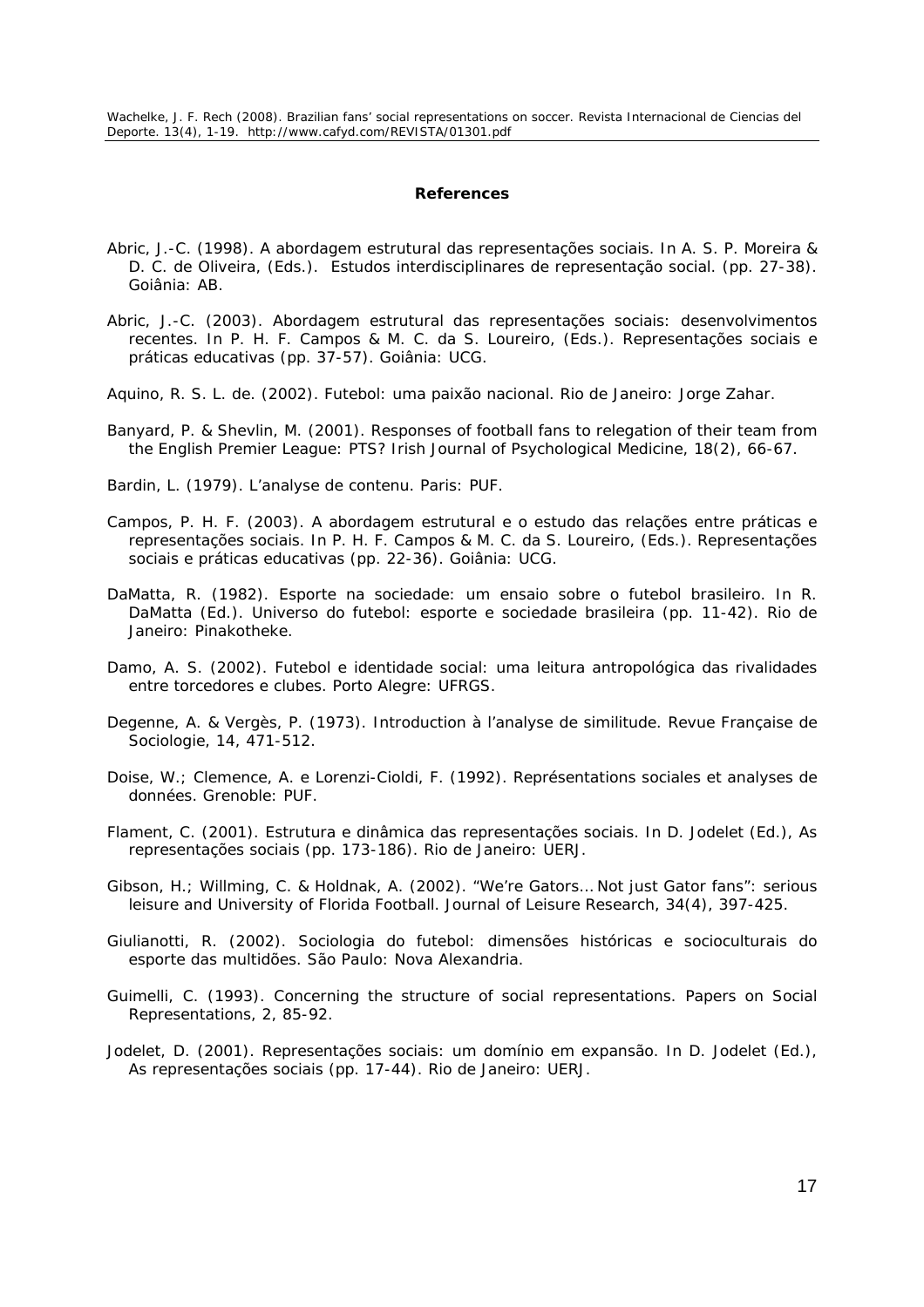**References**

Abric, J.-C. (1998). A abordagem estrutural das representações sociais. In A. S. P. Moreira & D. C. de Oliveira, (Eds.). Estudos interdisciplinares de representação social. (pp. 27-38). Goiânia: AB.

Abric, J.-C. (2003). Abordagem estrutural das representações sociais: desenvolvimentos recentes. In P. H. F. Campos & M. C. da S. Loureiro, (Eds.). Representações sociais e práticas educativas (pp. 37-57). Goiânia: UCG.

Aquino, R. S. L. de. (2002). Futebol: uma paixão nacional. Rio de Janeiro: Jorge Zahar.

Banyard, P. & Shevlin, M. (2001). Responses of football fans to relegation of their team from the English Premier League: PTS? Irish Journal of Psychological Medicine, 18(2), 66-67.

Bardin, L. (1979). L'analyse de contenu. Paris: PUF.

Campos, P. H. F. (2003). A abordagem estrutural e o estudo das relações entre práticas e representações sociais. In P. H. F. Campos & M. C. da S. Loureiro, (Eds.). Representações sociais e práticas educativas (pp. 22-36). Goiânia: UCG.

DaMatta, R. (1982). Esporte na sociedade: um ensaio sobre o futebol brasileiro. In R. DaMatta (Ed.). Universo do futebol: esporte e sociedade brasileira (pp. 11-42). Rio de Janeiro: Pinakotheke.

Damo, A. S. (2002). Futebol e identidade social: uma leitura antropológica das rivalidades entre torcedores e clubes. Porto Alegre: UFRGS.

Degenne, A. & Vergès, P. (1973). Introduction à l'analyse de similitude. Revue Française de Sociologie, 14, 471-512.

Doise, W.; Clemence, A. e Lorenzi-Cioldi, F. (1992). Représentations sociales et analyses de données. Grenoble: PUF.

Flament, C. (2001). Estrutura e dinâmica das representações sociais. In D. Jodelet (Ed.), As representações sociais (pp. 173-186). Rio de Janeiro: UERJ.

Gibson, H.; Willming, C. & Holdnak, A. (2002). "We're Gators... Not just Gator fans": serious leisure and University of Florida Football. Journal of Leisure Research, 34(4), 397-425.

Giulianotti, R. (2002). Sociologia do futebol: dimensões históricas e socioculturais do esporte das multidões. São Paulo: Nova Alexandria.

Guimelli, C. (1993). Concerning the structure of social representations. Papers on Social Representations, 2, 85-92.

Jodelet, D. (2001). Representações sociais: um domínio em expansão. In D. Jodelet (Ed.), As representações sociais (pp. 17-44). Rio de Janeiro: UERJ.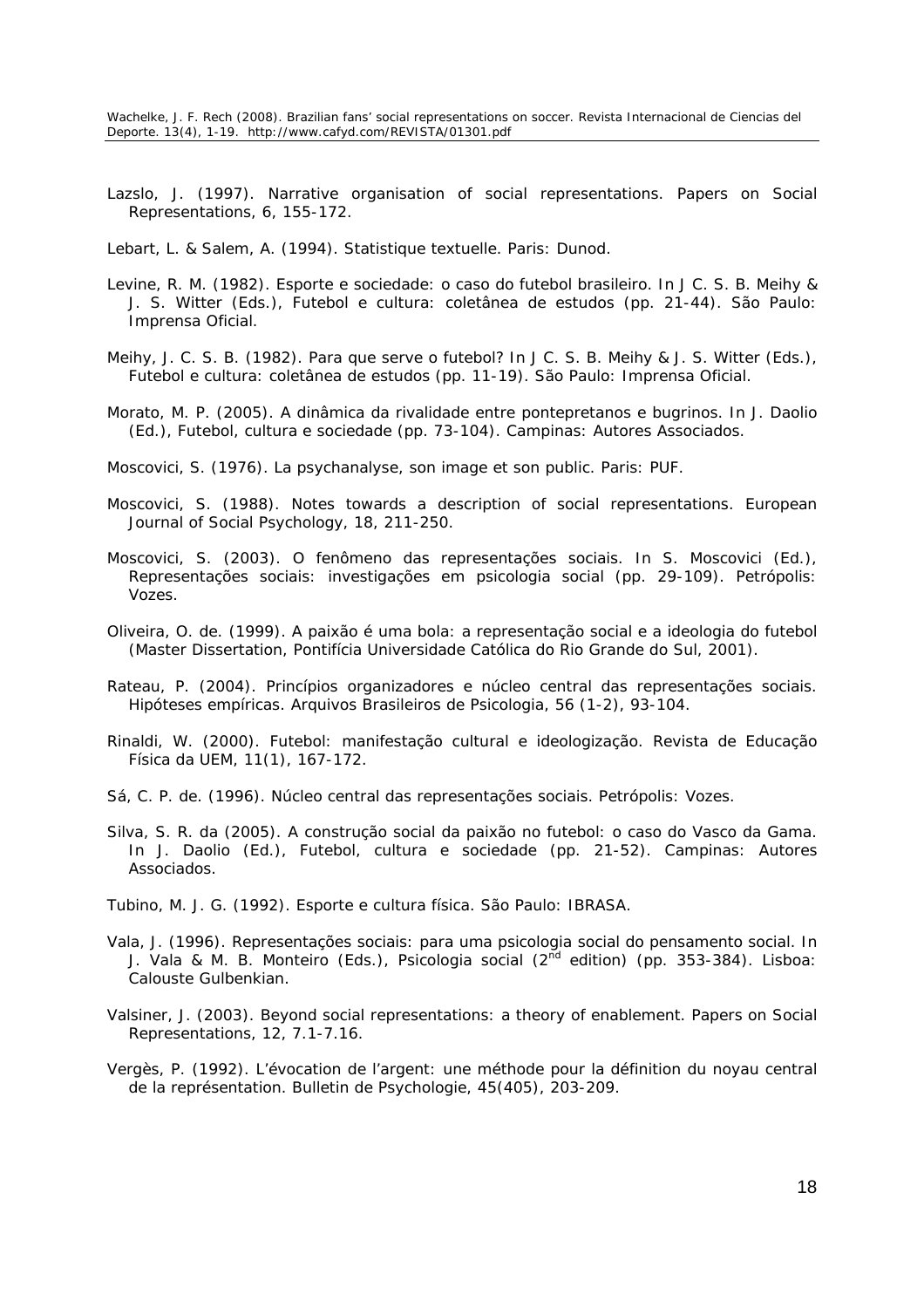Lazslo, J. (1997). Narrative organisation of social representations. Papers on Social Representations, 6, 155-172.

Lebart, L. & Salem, A. (1994). Statistique textuelle. Paris: Dunod.

Levine, R. M. (1982). Esporte e sociedade: o caso do futebol brasileiro. In J C. S. B. Meihy & J. S. Witter (Eds.), Futebol e cultura: coletânea de estudos (pp. 21-44). São Paulo: Imprensa Oficial.

Meihy, J. C. S. B. (1982). Para que serve o futebol? In J C. S. B. Meihy & J. S. Witter (Eds.), Futebol e cultura: coletânea de estudos (pp. 11-19). São Paulo: Imprensa Oficial.

Morato, M. P. (2005). A dinâmica da rivalidade entre pontepretanos e bugrinos. In J. Daolio (Ed.), Futebol, cultura e sociedade (pp. 73-104). Campinas: Autores Associados.

Moscovici, S. (1976). La psychanalyse, son image et son public. Paris: PUF.

Moscovici, S. (1988). Notes towards a description of social representations. European Journal of Social Psychology, 18, 211-250.

Moscovici, S. (2003). O fenômeno das representações sociais. In S. Moscovici (Ed.), Representações sociais: investigações em psicologia social (pp. 29-109). Petrópolis: Vozes.

Oliveira, O. de. (1999). A paixão é uma bola: a representação social e a ideologia do futebol (Master Dissertation, Pontifícia Universidade Católica do Rio Grande do Sul, 2001).

Rateau, P. (2004). Princípios organizadores e núcleo central das representações sociais. Hipóteses empíricas. Arquivos Brasileiros de Psicologia, 56 (1-2), 93-104.

Rinaldi, W. (2000). Futebol: manifestação cultural e ideologização. Revista de Educação Física da UEM, 11(1), 167-172.

Sá, C. P. de. (1996). Núcleo central das representações sociais. Petrópolis: Vozes.

Silva, S. R. da (2005). A construção social da paixão no futebol: o caso do Vasco da Gama. In J. Daolio (Ed.), Futebol, cultura e sociedade (pp. 21-52). Campinas: Autores Associados.

Tubino, M. J. G. (1992). Esporte e cultura física. São Paulo: IBRASA.

Vala, J. (1996). Representações sociais: para uma psicologia social do pensamento social. In J. Vala & M. B. Monteiro (Eds.), Psicologia social (2nd edition) (pp. 353-384). Lisboa: Calouste Gulbenkian.

Valsiner, J. (2003). Beyond social representations: a theory of enablement. Papers on Social Representations, 12, 7.1-7.16.

Vergès, P. (1992). L'évocation de l'argent: une méthode pour la définition du noyau central de la représentation. Bulletin de Psychologie, 45(405), 203-209.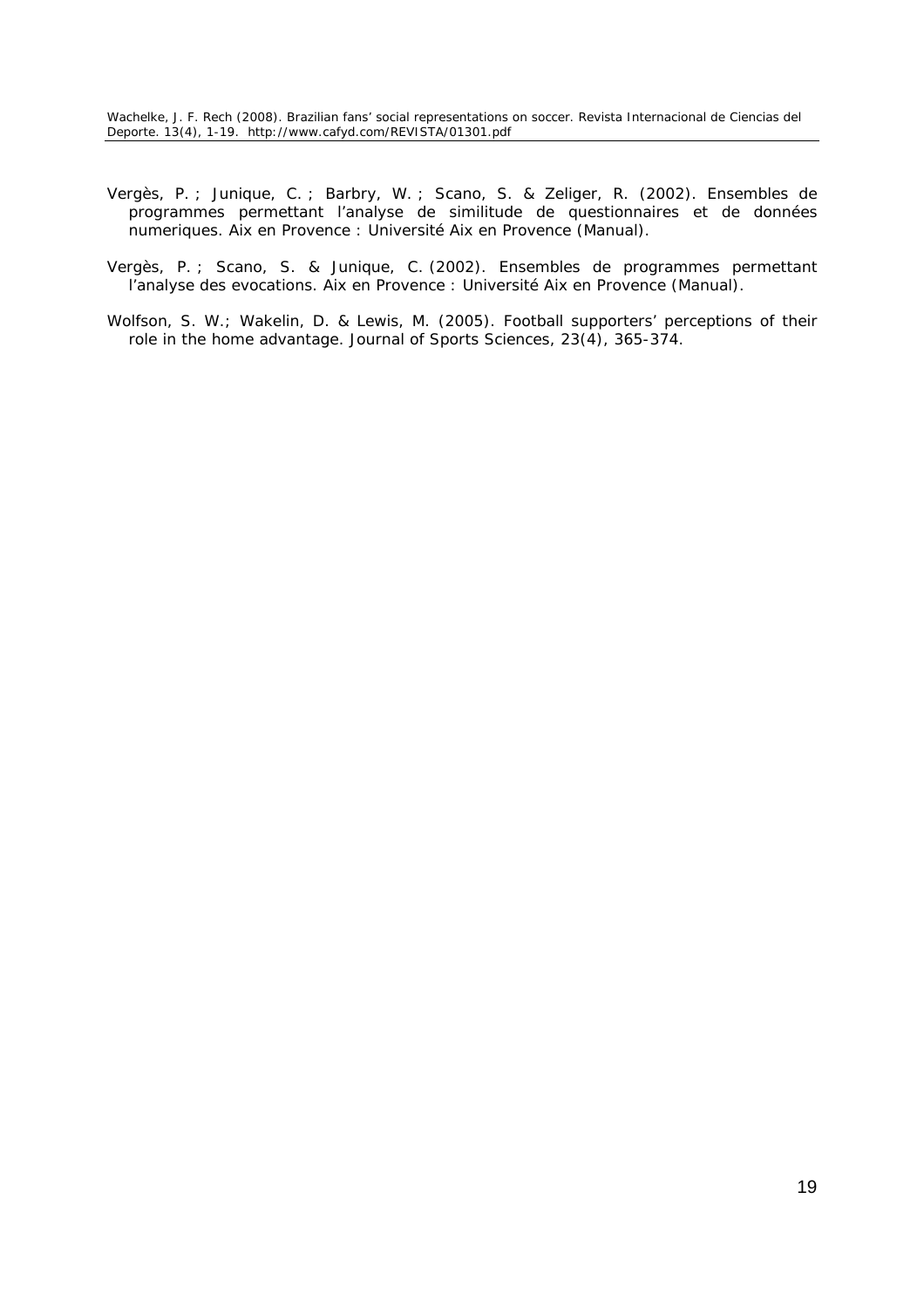Vergès, P. ; Junique, C. ; Barbry, W. ; Scano, S. & Zeliger, R. (2002). Ensembles de programmes permettant l'analyse de similitude de questionnaires et de données numeriques. Aix en Provence : Université Aix en Provence (Manual).

Vergès, P. ; Scano, S. & Junique, C. (2002). Ensembles de programmes permettant l'analyse des evocations. Aix en Provence : Université Aix en Provence (Manual).

Wolfson, S. W.; Wakelin, D. & Lewis, M. (2005). Football supporters' perceptions of their role in the home advantage. Journal of Sports Sciences, 23(4), 365-374.